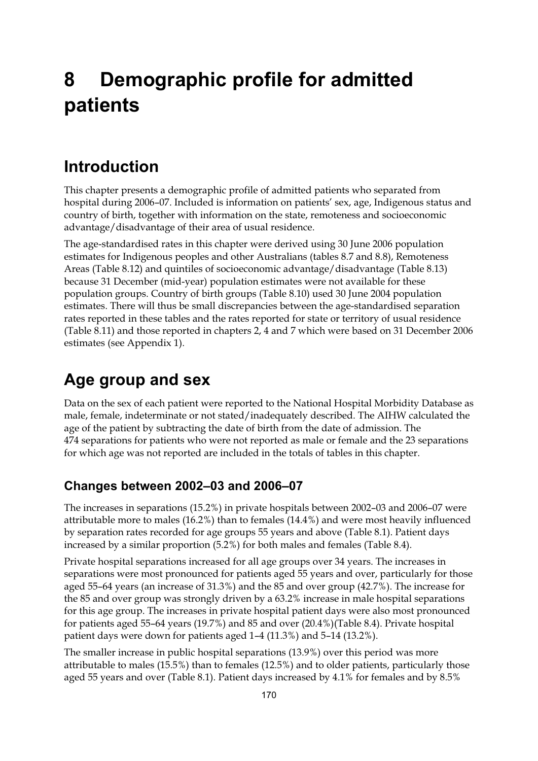# 8 Demographic profile for admitted patients

## Introduction

This chapter presents a demographic profile of admitted patients who separated from hospital during 2006–07. Included is information on patients' sex, age, Indigenous status and country of birth, together with information on the state, remoteness and socioeconomic advantage/disadvantage of their area of usual residence.

The age-standardised rates in this chapter were derived using 30 June 2006 population estimates for Indigenous peoples and other Australians (tables 8.7 and 8.8), Remoteness Areas (Table 8.12) and quintiles of socioeconomic advantage/disadvantage (Table 8.13) because 31 December (mid-year) population estimates were not available for these population groups. Country of birth groups (Table 8.10) used 30 June 2004 population estimates. There will thus be small discrepancies between the age-standardised separation rates reported in these tables and the rates reported for state or territory of usual residence (Table 8.11) and those reported in chapters 2, 4 and 7 which were based on 31 December 2006 estimates (see Appendix 1).

## Age group and sex

Data on the sex of each patient were reported to the National Hospital Morbidity Database as male, female, indeterminate or not stated/inadequately described. The AIHW calculated the age of the patient by subtracting the date of birth from the date of admission. The 474 separations for patients who were not reported as male or female and the 23 separations for which age was not reported are included in the totals of tables in this chapter.

### Changes between 2002–03 and 2006–07

The increases in separations (15.2%) in private hospitals between 2002–03 and 2006–07 were attributable more to males (16.2%) than to females (14.4%) and were most heavily influenced by separation rates recorded for age groups 55 years and above (Table 8.1). Patient days increased by a similar proportion (5.2%) for both males and females (Table 8.4).

Private hospital separations increased for all age groups over 34 years. The increases in separations were most pronounced for patients aged 55 years and over, particularly for those aged 55–64 years (an increase of 31.3%) and the 85 and over group (42.7%). The increase for the 85 and over group was strongly driven by a 63.2% increase in male hospital separations for this age group. The increases in private hospital patient days were also most pronounced for patients aged 55–64 years (19.7%) and 85 and over (20.4%)(Table 8.4). Private hospital patient days were down for patients aged 1–4 (11.3%) and 5–14 (13.2%).

The smaller increase in public hospital separations (13.9%) over this period was more attributable to males (15.5%) than to females (12.5%) and to older patients, particularly those aged 55 years and over (Table 8.1). Patient days increased by 4.1% for females and by 8.5%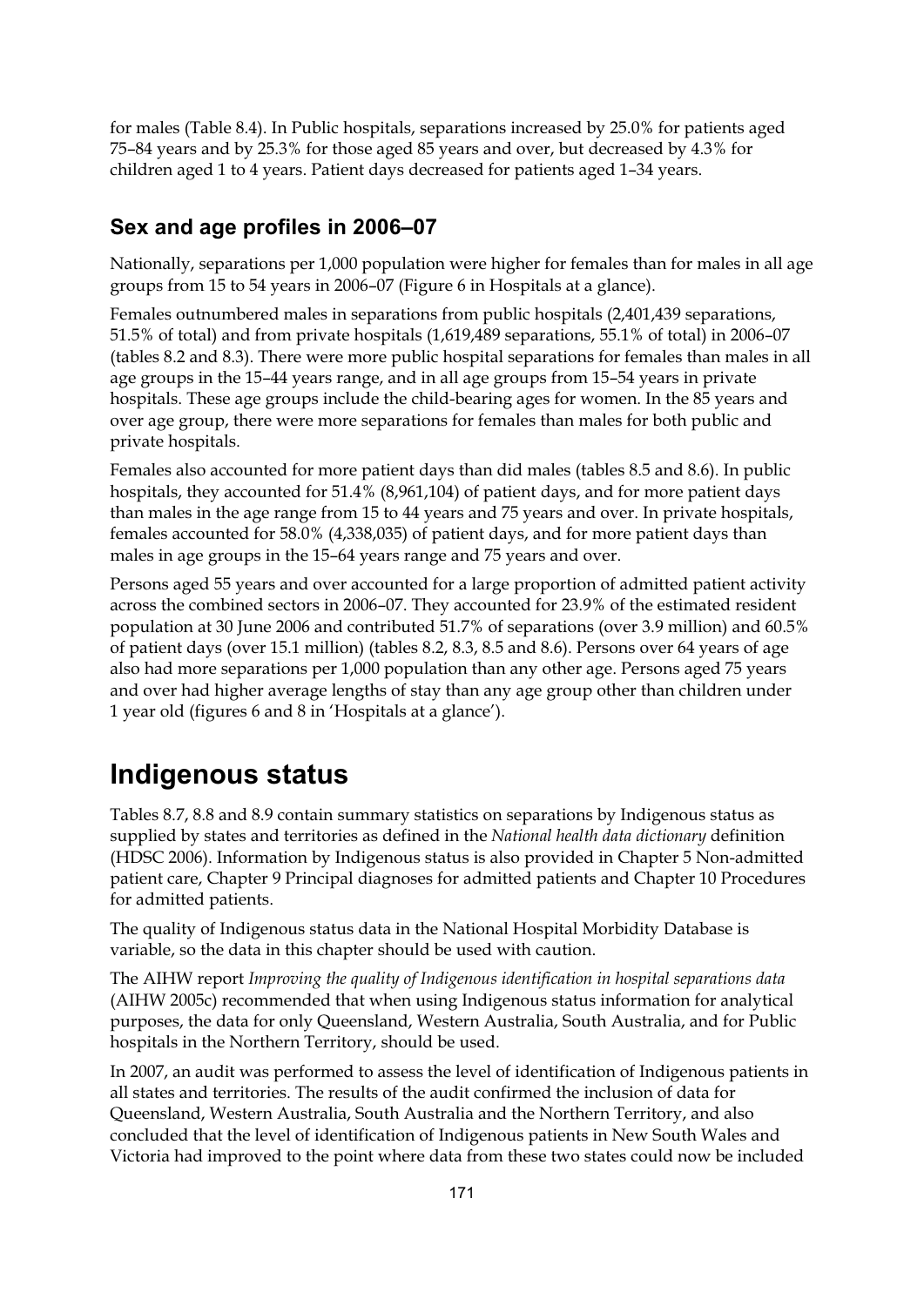for males (Table 8.4). In Public hospitals, separations increased by 25.0% for patients aged 75–84 years and by 25.3% for those aged 85 years and over, but decreased by 4.3% for children aged 1 to 4 years. Patient days decreased for patients aged 1–34 years.

### Sex and age profiles in 2006–07

Nationally, separations per 1,000 population were higher for females than for males in all age groups from 15 to 54 years in 2006–07 (Figure 6 in Hospitals at a glance).

Females outnumbered males in separations from public hospitals (2,401,439 separations, 51.5% of total) and from private hospitals (1,619,489 separations, 55.1% of total) in 2006–07 (tables 8.2 and 8.3). There were more public hospital separations for females than males in all age groups in the 15–44 years range, and in all age groups from 15–54 years in private hospitals. These age groups include the child-bearing ages for women. In the 85 years and over age group, there were more separations for females than males for both public and private hospitals.

Females also accounted for more patient days than did males (tables 8.5 and 8.6). In public hospitals, they accounted for 51.4% (8,961,104) of patient days, and for more patient days than males in the age range from 15 to 44 years and 75 years and over. In private hospitals, females accounted for 58.0% (4,338,035) of patient days, and for more patient days than males in age groups in the 15–64 years range and 75 years and over.

Persons aged 55 years and over accounted for a large proportion of admitted patient activity across the combined sectors in 2006–07. They accounted for 23.9% of the estimated resident population at 30 June 2006 and contributed 51.7% of separations (over 3.9 million) and 60.5% of patient days (over 15.1 million) (tables 8.2, 8.3, 8.5 and 8.6). Persons over 64 years of age also had more separations per 1,000 population than any other age. Persons aged 75 years and over had higher average lengths of stay than any age group other than children under 1 year old (figures 6 and 8 in 'Hospitals at a glance').

## Indigenous status

Tables 8.7, 8.8 and 8.9 contain summary statistics on separations by Indigenous status as supplied by states and territories as defined in the *National health data dictionary* definition (HDSC 2006). Information by Indigenous status is also provided in Chapter 5 Non-admitted patient care, Chapter 9 Principal diagnoses for admitted patients and Chapter 10 Procedures for admitted patients.

The quality of Indigenous status data in the National Hospital Morbidity Database is variable, so the data in this chapter should be used with caution.

The AIHW report *Improving the quality of Indigenous identification in hospital separations data* (AIHW 2005c) recommended that when using Indigenous status information for analytical purposes, the data for only Queensland, Western Australia, South Australia, and for Public hospitals in the Northern Territory, should be used.

In 2007, an audit was performed to assess the level of identification of Indigenous patients in all states and territories. The results of the audit confirmed the inclusion of data for Queensland, Western Australia, South Australia and the Northern Territory, and also concluded that the level of identification of Indigenous patients in New South Wales and Victoria had improved to the point where data from these two states could now be included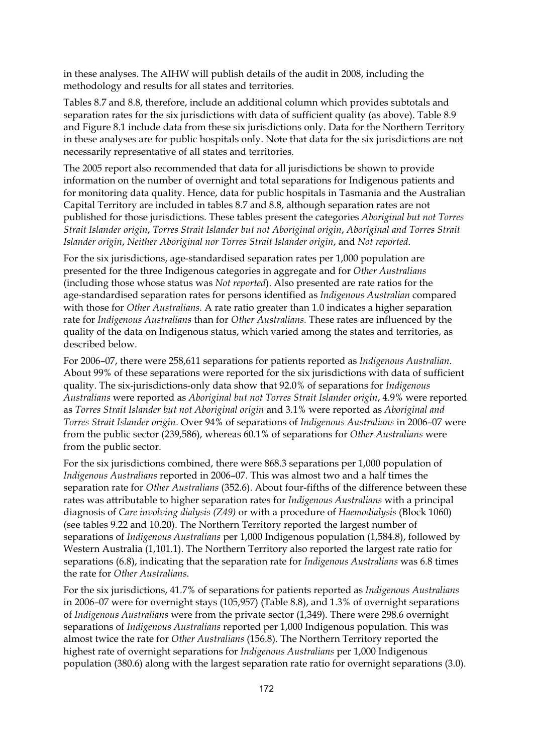in these analyses. The AIHW will publish details of the audit in 2008, including the methodology and results for all states and territories.

Tables 8.7 and 8.8, therefore, include an additional column which provides subtotals and separation rates for the six jurisdictions with data of sufficient quality (as above). Table 8.9 and Figure 8.1 include data from these six jurisdictions only. Data for the Northern Territory in these analyses are for public hospitals only. Note that data for the six jurisdictions are not necessarily representative of all states and territories.

The 2005 report also recommended that data for all jurisdictions be shown to provide information on the number of overnight and total separations for Indigenous patients and for monitoring data quality. Hence, data for public hospitals in Tasmania and the Australian Capital Territory are included in tables 8.7 and 8.8, although separation rates are not published for those jurisdictions. These tables present the categories *Aboriginal but not Torres Strait Islander origin*, *Torres Strait Islander but not Aboriginal origin*, *Aboriginal and Torres Strait Islander origin*, *Neither Aboriginal nor Torres Strait Islander origin*, and *Not reported*.

For the six jurisdictions, age-standardised separation rates per 1,000 population are presented for the three Indigenous categories in aggregate and for *Other Australians* (including those whose status was *Not reported*). Also presented are rate ratios for the age-standardised separation rates for persons identified as *Indigenous Australian* compared with those for *Other Australians*. A rate ratio greater than 1.0 indicates a higher separation rate for *Indigenous Australians* than for *Other Australians*. These rates are influenced by the quality of the data on Indigenous status, which varied among the states and territories, as described below.

For 2006–07, there were 258,611 separations for patients reported as *Indigenous Australian*. About 99% of these separations were reported for the six jurisdictions with data of sufficient quality. The six-jurisdictions-only data show that 92.0% of separations for *Indigenous Australians* were reported as *Aboriginal but not Torres Strait Islander origin*, 4.9% were reported as *Torres Strait Islander but not Aboriginal origin* and 3.1% were reported as *Aboriginal and Torres Strait Islander origin*. Over 94% of separations of *Indigenous Australians* in 2006–07 were from the public sector (239,586), whereas 60.1% of separations for *Other Australians* were from the public sector.

For the six jurisdictions combined, there were 868.3 separations per 1,000 population of *Indigenous Australians* reported in 2006–07. This was almost two and a half times the separation rate for *Other Australians* (352.6). About four-fifths of the difference between these rates was attributable to higher separation rates for *Indigenous Australians* with a principal diagnosis of *Care involving dialysis (Z49)* or with a procedure of *Haemodialysis* (Block 1060) (see tables 9.22 and 10.20). The Northern Territory reported the largest number of separations of *Indigenous Australians* per 1,000 Indigenous population (1,584.8), followed by Western Australia (1,101.1). The Northern Territory also reported the largest rate ratio for separations (6.8), indicating that the separation rate for *Indigenous Australians* was 6.8 times the rate for *Other Australians*.

For the six jurisdictions, 41.7% of separations for patients reported as *Indigenous Australians* in 2006–07 were for overnight stays (105,957) (Table 8.8), and 1.3% of overnight separations of *Indigenous Australians* were from the private sector (1,349). There were 298.6 overnight separations of *Indigenous Australians* reported per 1,000 Indigenous population. This was almost twice the rate for *Other Australians* (156.8). The Northern Territory reported the highest rate of overnight separations for *Indigenous Australians* per 1,000 Indigenous population (380.6) along with the largest separation rate ratio for overnight separations (3.0).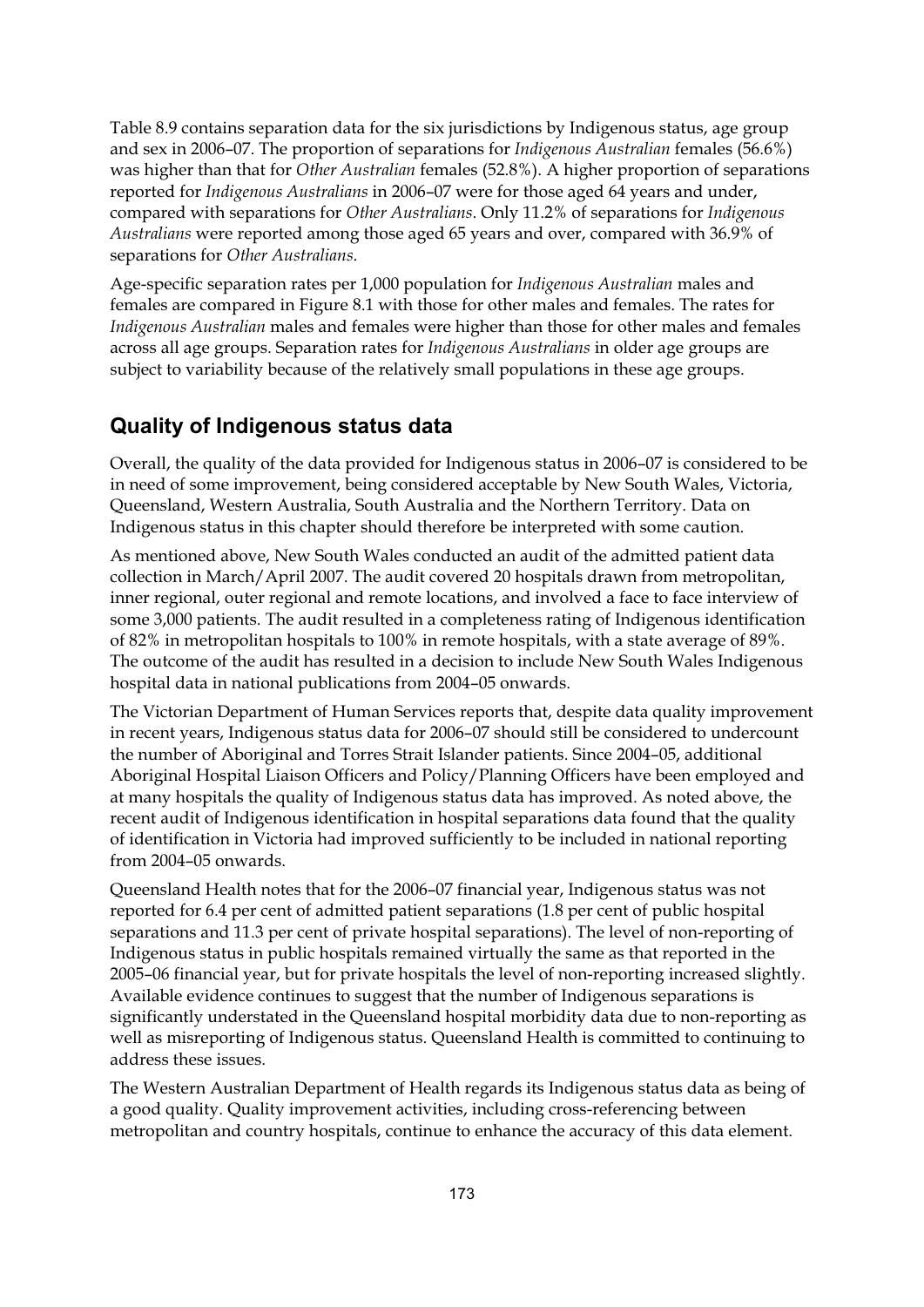Table 8.9 contains separation data for the six jurisdictions by Indigenous status, age group and sex in 2006–07. The proportion of separations for *Indigenous Australian* females (56.6%) was higher than that for *Other Australian* females (52.8%). A higher proportion of separations reported for *Indigenous Australians* in 2006–07 were for those aged 64 years and under, compared with separations for *Other Australians*. Only 11.2% of separations for *Indigenous Australians* were reported among those aged 65 years and over, compared with 36.9% of separations for *Other Australians*.

Age-specific separation rates per 1,000 population for *Indigenous Australian* males and females are compared in Figure 8.1 with those for other males and females. The rates for *Indigenous Australian* males and females were higher than those for other males and females across all age groups. Separation rates for *Indigenous Australians* in older age groups are subject to variability because of the relatively small populations in these age groups.

## Quality of Indigenous status data

Overall, the quality of the data provided for Indigenous status in 2006–07 is considered to be in need of some improvement, being considered acceptable by New South Wales, Victoria, Queensland, Western Australia, South Australia and the Northern Territory. Data on Indigenous status in this chapter should therefore be interpreted with some caution.

As mentioned above, New South Wales conducted an audit of the admitted patient data collection in March/April 2007. The audit covered 20 hospitals drawn from metropolitan, inner regional, outer regional and remote locations, and involved a face to face interview of some 3,000 patients. The audit resulted in a completeness rating of Indigenous identification of 82% in metropolitan hospitals to 100% in remote hospitals, with a state average of 89%. The outcome of the audit has resulted in a decision to include New South Wales Indigenous hospital data in national publications from 2004–05 onwards.

The Victorian Department of Human Services reports that, despite data quality improvement in recent years, Indigenous status data for 2006–07 should still be considered to undercount the number of Aboriginal and Torres Strait Islander patients. Since 2004–05, additional Aboriginal Hospital Liaison Officers and Policy/Planning Officers have been employed and at many hospitals the quality of Indigenous status data has improved. As noted above, the recent audit of Indigenous identification in hospital separations data found that the quality of identification in Victoria had improved sufficiently to be included in national reporting from 2004–05 onwards.

Queensland Health notes that for the 2006–07 financial year, Indigenous status was not reported for 6.4 per cent of admitted patient separations (1.8 per cent of public hospital separations and 11.3 per cent of private hospital separations). The level of non-reporting of Indigenous status in public hospitals remained virtually the same as that reported in the 2005–06 financial year, but for private hospitals the level of non-reporting increased slightly. Available evidence continues to suggest that the number of Indigenous separations is significantly understated in the Queensland hospital morbidity data due to non-reporting as well as misreporting of Indigenous status. Queensland Health is committed to continuing to address these issues.

The Western Australian Department of Health regards its Indigenous status data as being of a good quality. Quality improvement activities, including cross-referencing between metropolitan and country hospitals, continue to enhance the accuracy of this data element.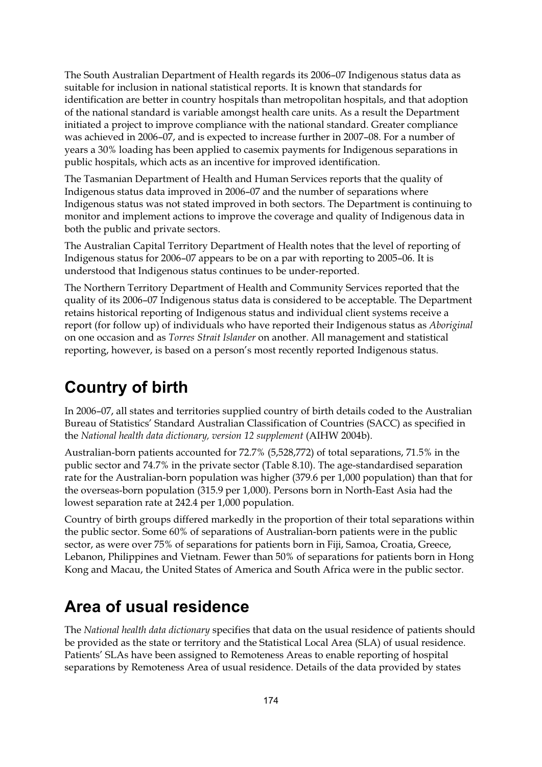The South Australian Department of Health regards its 2006–07 Indigenous status data as suitable for inclusion in national statistical reports. It is known that standards for identification are better in country hospitals than metropolitan hospitals, and that adoption of the national standard is variable amongst health care units. As a result the Department initiated a project to improve compliance with the national standard. Greater compliance was achieved in 2006–07, and is expected to increase further in 2007–08. For a number of years a 30% loading has been applied to casemix payments for Indigenous separations in public hospitals, which acts as an incentive for improved identification.

The Tasmanian Department of Health and Human Services reports that the quality of Indigenous status data improved in 2006–07 and the number of separations where Indigenous status was not stated improved in both sectors. The Department is continuing to monitor and implement actions to improve the coverage and quality of Indigenous data in both the public and private sectors.

The Australian Capital Territory Department of Health notes that the level of reporting of Indigenous status for 2006–07 appears to be on a par with reporting to 2005–06. It is understood that Indigenous status continues to be under-reported.

The Northern Territory Department of Health and Community Services reported that the quality of its 2006–07 Indigenous status data is considered to be acceptable. The Department retains historical reporting of Indigenous status and individual client systems receive a report (for follow up) of individuals who have reported their Indigenous status as *Aboriginal* on one occasion and as *Torres Strait Islander* on another. All management and statistical reporting, however, is based on a person's most recently reported Indigenous status.

## Country of birth

In 2006–07, all states and territories supplied country of birth details coded to the Australian Bureau of Statistics' Standard Australian Classification of Countries (SACC) as specified in the *National health data dictionary, version 12 supplement* (AIHW 2004b).

Australian-born patients accounted for 72.7% (5,528,772) of total separations, 71.5% in the public sector and 74.7% in the private sector (Table 8.10). The age-standardised separation rate for the Australian-born population was higher (379.6 per 1,000 population) than that for the overseas-born population (315.9 per 1,000). Persons born in North-East Asia had the lowest separation rate at 242.4 per 1,000 population.

Country of birth groups differed markedly in the proportion of their total separations within the public sector. Some 60% of separations of Australian-born patients were in the public sector, as were over 75% of separations for patients born in Fiji, Samoa, Croatia, Greece, Lebanon, Philippines and Vietnam. Fewer than 50% of separations for patients born in Hong Kong and Macau, the United States of America and South Africa were in the public sector.

## Area of usual residence

The *National health data dictionary* specifies that data on the usual residence of patients should be provided as the state or territory and the Statistical Local Area (SLA) of usual residence. Patients' SLAs have been assigned to Remoteness Areas to enable reporting of hospital separations by Remoteness Area of usual residence. Details of the data provided by states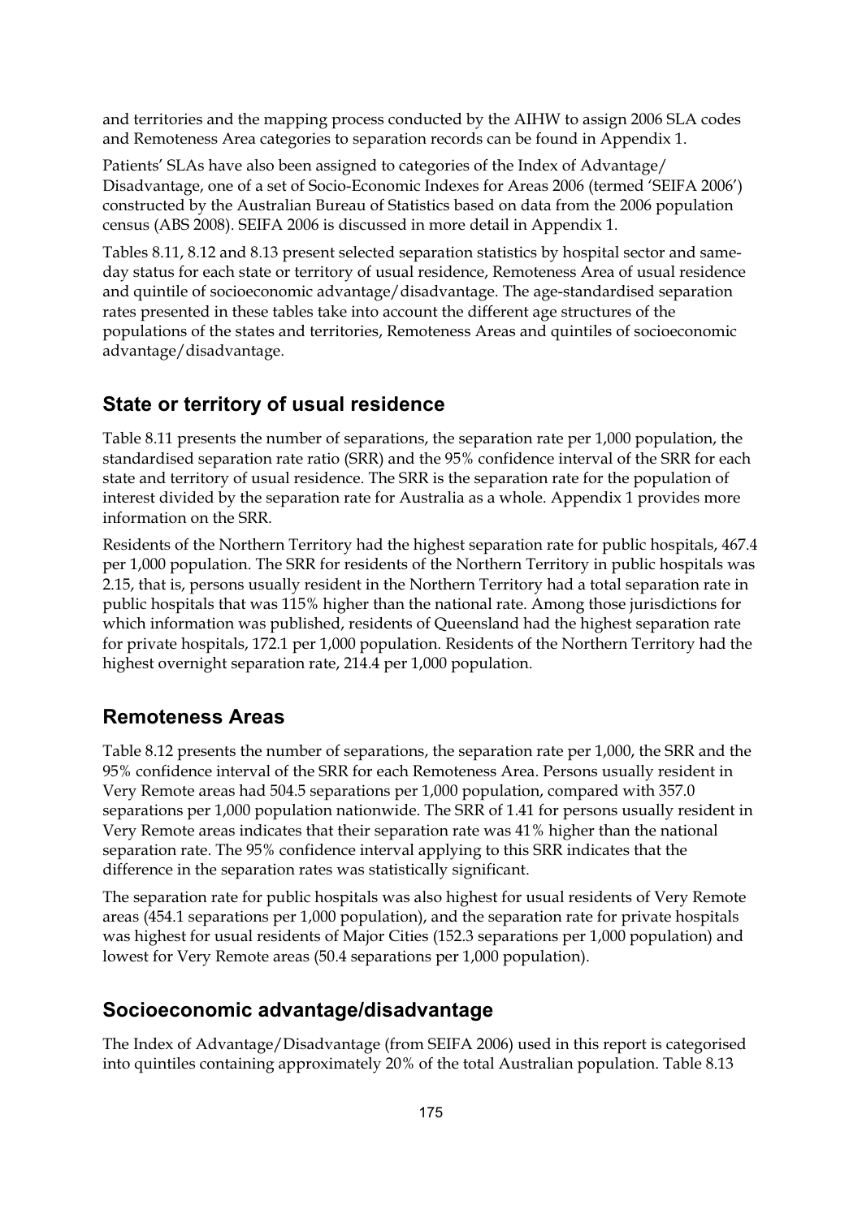and territories and the mapping process conducted by the AIHW to assign 2006 SLA codes and Remoteness Area categories to separation records can be found in Appendix 1.

Patients' SLAs have also been assigned to categories of the Index of Advantage/Disadvantage, one of a set of Socio-Economic Indexes for Areas 2006 (termed 'SEIFA 2006') constructed by the Australian Bureau of Statistics based on data from the 2006 population census (ABS 2008). SEIFA 2006 is discussed in more detail in Appendix 1.

Tables 8.11, 8.12 and 8.13 present selected separation statistics by hospital sector and same-day status for each state or territory of usual residence, Remoteness Area of usual residence and quintile of socioeconomic advantage/disadvantage. The age-standardised separation rates presented in these tables take into account the different age structures of the populations of the states and territories, Remoteness Areas and quintiles of socioeconomic advantage/disadvantage.

## State or territory of usual residence

Table 8.11 presents the number of separations, the separation rate per 1,000 population, the standardised separation rate ratio (SRR) and the 95% confidence interval of the SRR for each state and territory of usual residence. The SRR is the separation rate for the population of interest divided by the separation rate for Australia as a whole. Appendix 1 provides more information on the SRR.

Residents of the Northern Territory had the highest separation rate for public hospitals, 467.4 per 1,000 population. The SRR for residents of the Northern Territory in public hospitals was 2.15, that is, persons usually resident in the Northern Territory had a total separation rate in public hospitals that was 115% higher than the national rate. Among those jurisdictions for which information was published, residents of Queensland had the highest separation rate for private hospitals, 172.1 per 1,000 population. Residents of the Northern Territory had the highest overnight separation rate, 214.4 per 1,000 population.

## Remoteness Areas

Table 8.12 presents the number of separations, the separation rate per 1,000, the SRR and the 95% confidence interval of the SRR for each Remoteness Area. Persons usually resident in Very Remote areas had 504.5 separations per 1,000 population, compared with 357.0 separations per 1,000 population nationwide. The SRR of 1.41 for persons usually resident in Very Remote areas indicates that their separation rate was 41% higher than the national separation rate. The 95% confidence interval applying to this SRR indicates that the difference in the separation rates was statistically significant.

The separation rate for public hospitals was also highest for usual residents of Very Remote areas (454.1 separations per 1,000 population), and the separation rate for private hospitals was highest for usual residents of Major Cities (152.3 separations per 1,000 population) and lowest for Very Remote areas (50.4 separations per 1,000 population).

## Socioeconomic advantage/disadvantage

The Index of Advantage/Disadvantage (from SEIFA 2006) used in this report is categorised into quintiles containing approximately 20% of the total Australian population. Table 8.13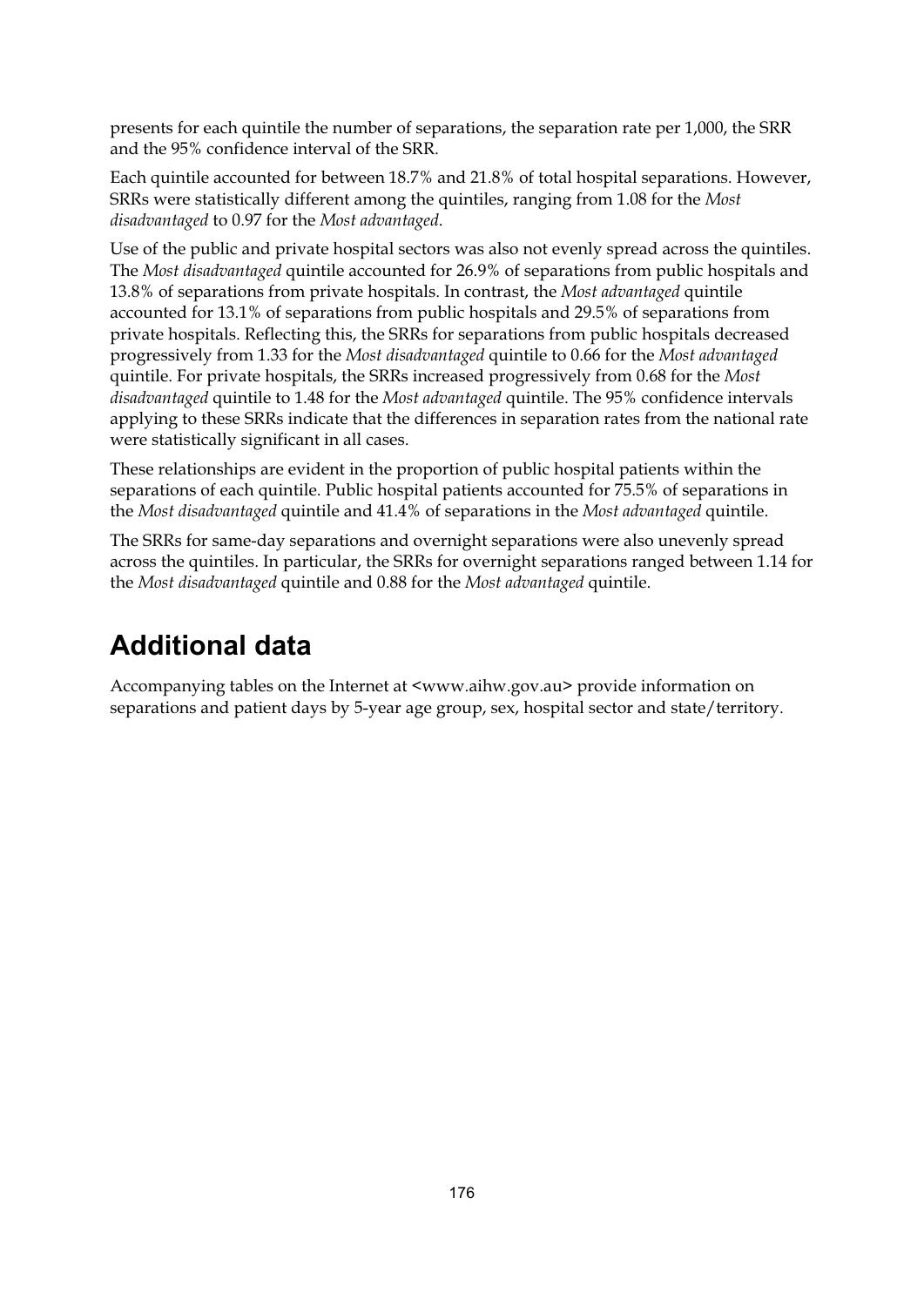presents for each quintile the number of separations, the separation rate per 1,000, the SRR and the 95% confidence interval of the SRR.

Each quintile accounted for between 18.7% and 21.8% of total hospital separations. However, SRRs were statistically different among the quintiles, ranging from 1.08 for the *Most disadvantaged* to 0.97 for the *Most advantaged*.

Use of the public and private hospital sectors was also not evenly spread across the quintiles. The *Most disadvantaged* quintile accounted for 26.9% of separations from public hospitals and 13.8% of separations from private hospitals. In contrast, the *Most advantaged* quintile accounted for 13.1% of separations from public hospitals and 29.5% of separations from private hospitals. Reflecting this, the SRRs for separations from public hospitals decreased progressively from 1.33 for the *Most disadvantaged* quintile to 0.66 for the *Most advantaged* quintile. For private hospitals, the SRRs increased progressively from 0.68 for the *Most disadvantaged* quintile to 1.48 for the *Most advantaged* quintile. The 95% confidence intervals applying to these SRRs indicate that the differences in separation rates from the national rate were statistically significant in all cases.

These relationships are evident in the proportion of public hospital patients within the separations of each quintile. Public hospital patients accounted for 75.5% of separations in the *Most disadvantaged* quintile and 41.4% of separations in the *Most advantaged* quintile.

The SRRs for same-day separations and overnight separations were also unevenly spread across the quintiles. In particular, the SRRs for overnight separations ranged between 1.14 for the *Most disadvantaged* quintile and 0.88 for the *Most advantaged* quintile.

## Additional data

Accompanying tables on the Internet at <www.aihw.gov.au> provide information on separations and patient days by 5-year age group, sex, hospital sector and state/territory.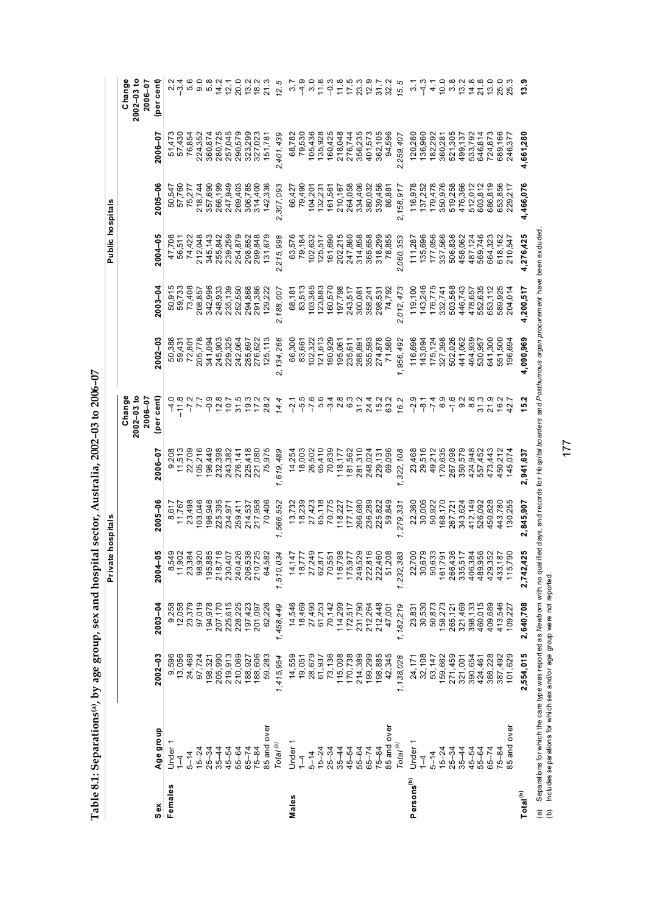**Table 8.1: Separations[(a)], by age group, sex and hospital sector, Australia, 2002–03 to 2006–07**

| Sex | Age group | Private hospitals | | | | | | Public hospitals | | | | | |
|---|---|---|---|---|---|---|---|---|---|---|---|---|---|
| | | 2002–03 | 2003–04 | 2004–05 | 2005–06 | 2006–07 | Change 2002–03 to 2006–07 (per cent) | 2002–03 | 2003–04 | 2004–05 | 2005–06 | 2006–07 | Change 2002–03 to 2006–07 (per cent) |
| **Females** | Under 1 | 9,596 | 9,258 | 8,549 | 8,617 | 9,208 | –4.0 | 50,388 | 50,915 | 47,708 | 50,547 | 51,473 | 2.2 |
| | 1–4 | 13,056 | 12,058 | 11,902 | 11,767 | 11,513 | –11.8 | 59,431 | 59,733 | 56,511 | 57,760 | 57,430 | –3.4 |
| | 5–14 | 24,468 | 23,379 | 23,384 | 23,498 | 22,709 | –7.2 | 72,801 | 73,408 | 74,422 | 75,277 | 76,854 | 5.6 |
| | 15–24 | 97,724 | 97,019 | 98,920 | 103,046 | 105,216 | 7.7 | 205,778 | 208,857 | 212,048 | 218,744 | 224,352 | 9.0 |
| | 25–34 | 198,321 | 194,978 | 195,885 | 196,946 | 196,449 | –0.9 | 341,094 | 342,996 | 345,143 | 357,690 | 360,874 | 5.8 |
| | 35–44 | 205,990 | 207,170 | 218,718 | 225,395 | 232,398 | 12.8 | 245,903 | 248,933 | 255,842 | 266,199 | 280,725 | 14.2 |
| | 45–54 | 219,913 | 225,615 | 230,407 | 234,971 | 243,382 | 10.7 | 229,325 | 235,139 | 239,259 | 247,949 | 257,045 | 12.1 |
| | 55–64 | 210,069 | 228,225 | 240,426 | 259,411 | 276,141 | 31.5 | 242,064 | 252,550 | 254,879 | 269,403 | 290,579 | 20.0 |
| | 65–74 | 188,927 | 197,423 | 206,536 | 214,537 | 225,418 | 19.3 | 285,697 | 294,868 | 298,652 | 306,785 | 323,299 | 13.2 |
| | 75–84 | 188,606 | 201,097 | 210,725 | 217,958 | 221,080 | 17.2 | 276,622 | 291,386 | 299,848 | 314,400 | 327,023 | 18.2 |
| | 85 and over | 59,283 | 62,226 | 64,582 | 70,406 | 75,975 | 28.2 | 125,113 | 129,222 | 131,679 | 142,336 | 151,781 | 21.3 |
| | *Total[(b)]* | *1,415,954* | *1,458,449* | *1,510,034* | *1,566,552* | *1,619,489* | *14.4* | *2,134,266* | *2,188,007* | *2,215,998* | *2,307,093* | *2,401,439* | *12.5* |
| **Males** | Under 1 | 14,559 | 14,546 | 14,147 | 13,732 | 14,254 | –2.1 | 66,300 | 68,181 | 63,576 | 66,427 | 68,782 | 3.7 |
| | 1–4 | 19,051 | 18,469 | 18,777 | 18,239 | 18,003 | –5.5 | 83,661 | 83,513 | 79,184 | 79,490 | 79,530 | –4.9 |
| | 5–14 | 28,679 | 27,490 | 27,249 | 27,423 | 26,502 | –7.6 | 102,322 | 103,365 | 102,632 | 104,201 | 105,436 | 3.0 |
| | 15–24 | 61,937 | 61,253 | 62,871 | 65,118 | 65,410 | 5.6 | 121,613 | 123,883 | 125,517 | 132,231 | 135,928 | 11.8 |
| | 25–34 | 73,136 | 70,142 | 70,551 | 70,775 | 70,639 | –3.4 | 160,929 | 160,570 | 161,690 | 161,561 | 160,425 | –0.3 |
| | 35–44 | 115,008 | 114,299 | 116,798 | 118,227 | 118,177 | 2.8 | 195,061 | 197,798 | 202,215 | 210,167 | 218,048 | 11.8 |
| | 45–54 | 170,738 | 172,517 | 175,977 | 177,177 | 181,562 | 6.3 | 235,611 | 243,517 | 247,860 | 264,058 | 276,744 | 17.5 |
| | 55–64 | 214,389 | 231,790 | 249,529 | 266,680 | 281,310 | 31.2 | 288,891 | 300,081 | 314,858 | 334,406 | 356,235 | 23.3 |
| | 65–74 | 199,299 | 212,264 | 222,816 | 236,289 | 248,024 | 24.4 | 355,593 | 358,241 | 365,658 | 380,032 | 401,573 | 12.9 |
| | 75–84 | 198,885 | 212,448 | 222,460 | 225,822 | 229,131 | 15.2 | 274,878 | 298,531 | 318,299 | 339,456 | 362,105 | 31.7 |
| | 85 and over | 42,345 | 47,001 | 51,208 | 59,849 | 69,096 | 63.2 | 71,580 | 74,792 | 78,855 | 86,881 | 94,596 | 32.2 |
| | *Total[(b)]* | *1,138,028* | *1,182,219* | *1,232,383* | *1,279,331* | *1,322,108* | *16.2* | *1,956,492* | *2,012,473* | *2,060,353* | *2,158,917* | *2,259,407* | *15.5* |
| **Persons[(b)]** | Under 1 | 24,171 | 23,831 | 22,700 | 22,360 | 23,468 | –2.9 | 116,696 | 119,100 | 111,287 | 116,978 | 120,260 | 3.1 |
| | 1–4 | 32,108 | 30,530 | 30,679 | 30,006 | 29,516 | –8.1 | 143,094 | 143,246 | 135,696 | 137,252 | 136,960 | –4.3 |
| | 5–14 | 53,147 | 50,873 | 50,633 | 50,922 | 49,212 | –7.4 | 175,124 | 176,775 | 177,056 | 179,478 | 182,292 | 4.1 |
| | 15–24 | 159,662 | 158,273 | 161,791 | 168,170 | 170,635 | 6.9 | 327,398 | 332,741 | 337,566 | 350,976 | 360,281 | 10.0 |
| | 25–34 | 271,459 | 265,121 | 266,436 | 267,721 | 267,098 | –1.6 | 502,026 | 503,568 | 506,836 | 519,258 | 521,305 | 3.8 |
| | 35–44 | 321,001 | 321,469 | 335,517 | 343,624 | 350,579 | 9.2 | 441,062 | 446,743 | 458,062 | 476,366 | 499,137 | 13.2 |
| | 45–54 | 390,654 | 398,133 | 406,384 | 412,149 | 424,948 | 8.8 | 464,939 | 478,657 | 487,124 | 512,012 | 533,792 | 14.8 |
| | 55–64 | 424,461 | 460,015 | 489,956 | 526,092 | 557,452 | 31.3 | 530,957 | 552,635 | 569,746 | 603,812 | 646,814 | 21.8 |
| | 65–74 | 388,228 | 409,689 | 429,352 | 450,828 | 473,443 | 21.9 | 641,300 | 653,112 | 664,323 | 686,819 | 724,873 | 13.0 |
| | 75–84 | 387,492 | 413,546 | 433,187 | 443,780 | 450,212 | 16.2 | 551,500 | 589,925 | 618,162 | 653,856 | 689,166 | 25.0 |
| | 85 and over | 101,629 | 109,227 | 115,790 | 130,255 | 145,074 | 42.7 | 196,694 | 204,014 | 210,547 | 229,217 | 246,377 | 25.3 |
| **Total[(b)]** | | **2,554,015** | **2,640,708** | **2,742,425** | **2,845,907** | **2,941,637** | **15.2** | **4,090,969** | **4,200,517** | **4,276,425** | **4,466,076** | **4,661,280** | **13.9** |

(a) Separations for which the care type was reported as *Newborn* with no qualified days, and records for *Hospital boarders* and *Posthumous organ procurement* have been excluded.
(b) Includes separations for which sex and/or age group were not reported.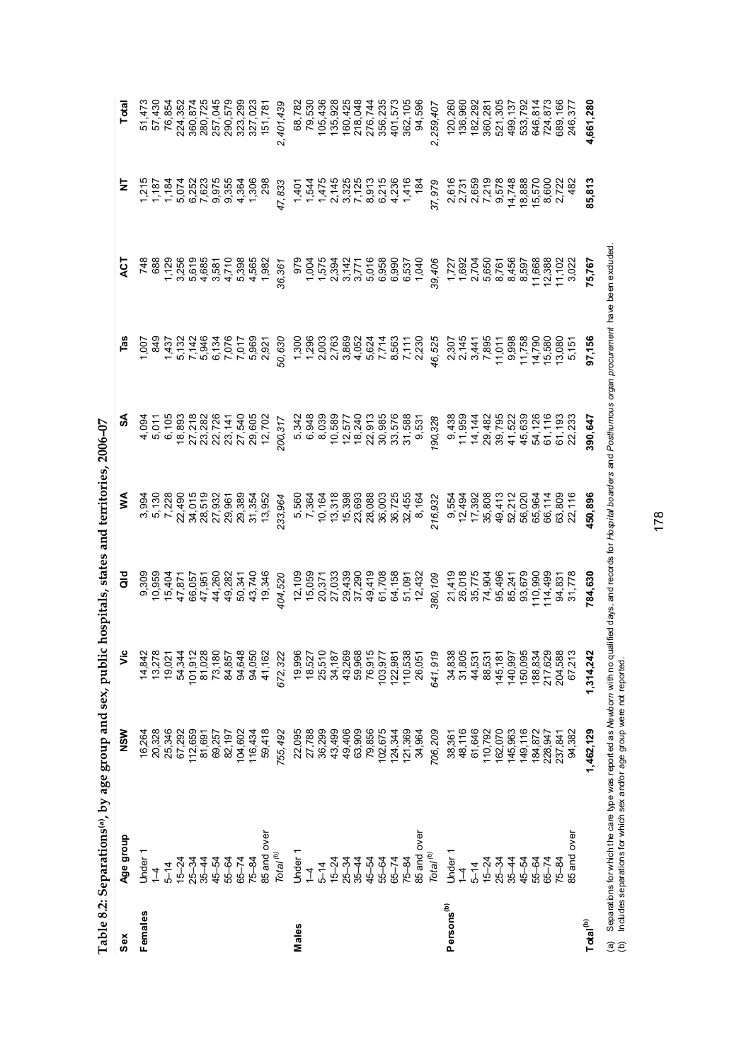**Table 8.2: Separations[(a)], by age group and sex, public hospitals, states and territories, 2006–07**

| Sex | Age group | NSW | Vic | Qld | WA | SA | Tas | ACT | NT | Total |
|---|---|---|---|---|---|---|---|---|---|---|
| **Females** | Under 1 | 16,264 | 14,842 | 9,309 | 3,994 | 4,094 | 1,007 | 748 | 1,215 | 51,473 |
| | 1–4 | 20,328 | 13,278 | 10,959 | 5,130 | 5,011 | 849 | 688 | 1,187 | 57,430 |
| | 5–14 | 25,346 | 19,021 | 15,404 | 7,228 | 6,105 | 1,437 | 1,129 | 1,184 | 76,854 |
| | 15–24 | 67,292 | 54,344 | 47,871 | 22,490 | 18,893 | 5,132 | 3,256 | 5,074 | 224,352 |
| | 25–34 | 112,659 | 101,912 | 66,057 | 34,015 | 27,218 | 7,142 | 5,619 | 6,252 | 360,874 |
| | 35–44 | 81,691 | 81,028 | 47,951 | 28,519 | 23,282 | 5,946 | 4,685 | 7,623 | 280,725 |
| | 45–54 | 69,257 | 73,180 | 44,260 | 27,932 | 22,726 | 6,134 | 3,581 | 9,975 | 257,045 |
| | 55–64 | 82,197 | 84,857 | 49,282 | 29,961 | 23,141 | 7,076 | 4,710 | 9,355 | 290,579 |
| | 65–74 | 104,602 | 94,648 | 50,341 | 29,389 | 27,540 | 7,017 | 5,398 | 4,364 | 323,299 |
| | 75–84 | 116,434 | 94,050 | 43,740 | 31,354 | 29,605 | 5,969 | 4,565 | 1,306 | 327,023 |
| | 85 and over | 59,418 | 41,162 | 19,346 | 13,952 | 12,702 | 2,921 | 1,982 | 298 | 151,781 |
| | *Total[(b)]* | *755,492* | *672,322* | *404,520* | *233,964* | *200,317* | *50,630* | *36,361* | *47,833* | *2,401,439* |
| **Males** | Under 1 | 22,095 | 19,996 | 12,109 | 5,560 | 5,342 | 1,300 | 979 | 1,401 | 68,782 |
| | 1–4 | 27,788 | 18,527 | 15,059 | 7,364 | 6,948 | 1,296 | 1,004 | 1,544 | 79,530 |
| | 5–14 | 36,299 | 25,510 | 20,371 | 10,164 | 8,039 | 2,003 | 1,575 | 1,475 | 105,436 |
| | 15–24 | 43,499 | 34,187 | 27,033 | 13,318 | 10,589 | 2,763 | 2,394 | 2,145 | 135,928 |
| | 25–34 | 49,406 | 43,269 | 29,439 | 15,398 | 12,577 | 3,869 | 3,142 | 3,325 | 160,425 |
| | 35–44 | 63,909 | 59,968 | 37,290 | 23,693 | 18,240 | 4,052 | 3,771 | 7,125 | 218,048 |
| | 45–54 | 79,856 | 76,915 | 49,419 | 28,088 | 22,913 | 5,624 | 5,016 | 8,913 | 276,744 |
| | 55–64 | 102,675 | 103,977 | 61,708 | 36,003 | 30,985 | 7,714 | 6,958 | 6,215 | 356,235 |
| | 65–74 | 124,344 | 122,981 | 64,158 | 36,725 | 33,576 | 8,563 | 6,990 | 4,236 | 401,573 |
| | 75–84 | 121,369 | 110,538 | 51,091 | 32,455 | 31,588 | 7,111 | 6,537 | 1,416 | 362,105 |
| | 85 and over | 34,964 | 26,051 | 12,432 | 8,164 | 9,531 | 2,230 | 1,040 | 184 | 94,596 |
| | *Total[(b)]* | *706,209* | *641,919* | *380,109* | *216,932* | *190,328* | *46,525* | *39,406* | *37,979* | *2,259,407* |
| **Persons[(b)]** | Under 1 | 38,361 | 34,838 | 21,419 | 9,554 | 9,438 | 2,307 | 1,727 | 2,616 | 120,260 |
| | 1–4 | 48,116 | 31,805 | 26,018 | 12,494 | 11,959 | 2,145 | 1,692 | 2,731 | 136,960 |
| | 5–14 | 61,646 | 44,531 | 35,775 | 17,392 | 14,144 | 3,441 | 2,704 | 2,659 | 182,292 |
| | 15–24 | 110,792 | 88,531 | 74,904 | 35,808 | 29,482 | 7,895 | 5,650 | 7,219 | 360,281 |
| | 25–34 | 162,070 | 145,181 | 95,496 | 49,413 | 39,795 | 11,011 | 8,761 | 9,578 | 521,305 |
| | 35–44 | 145,963 | 140,997 | 85,241 | 52,212 | 41,522 | 9,998 | 8,456 | 14,748 | 499,137 |
| | 45–54 | 149,116 | 150,095 | 93,679 | 56,020 | 45,639 | 11,758 | 8,597 | 18,888 | 533,792 |
| | 55–64 | 184,872 | 188,834 | 110,990 | 65,964 | 54,126 | 14,790 | 11,668 | 15,570 | 646,814 |
| | 65–74 | 228,947 | 217,629 | 114,499 | 66,114 | 61,116 | 15,580 | 12,388 | 8,600 | 724,873 |
| | 75–84 | 237,841 | 204,588 | 94,831 | 63,809 | 61,193 | 13,080 | 11,102 | 2,722 | 689,166 |
| | 85 and over | 94,382 | 67,213 | 31,778 | 22,116 | 22,233 | 5,151 | 3,022 | 482 | 246,377 |
| **Total[(b)]** | | **1,462,129** | **1,314,242** | **784,630** | **450,896** | **390,647** | **97,156** | **75,767** | **85,813** | **4,661,280** |

(a) Separations for which the care type was reported as *Newborn* with no qualified days, and records for *Hospital boarders* and *Posthumous organ procurement* have been excluded.
(b) Includes separations for which sex and/or age group were not reported.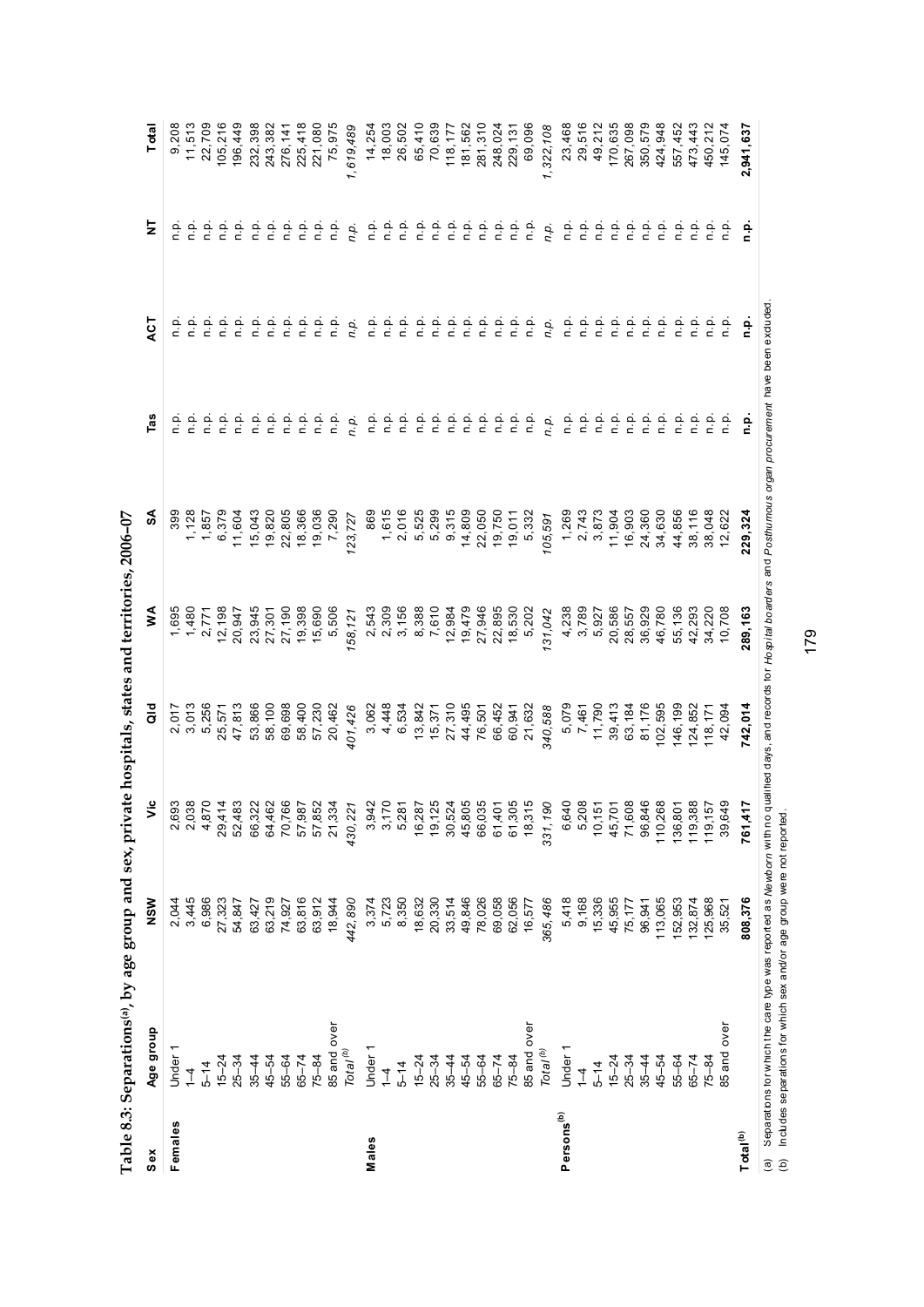**Table 8.3: Separations[(a)], by age group and sex, private hospitals, states and territories, 2006–07**

| Sex | Age group | NSW | Vic | Qld | WA | SA | Tas | ACT | NT | Total |
|---|---|---|---|---|---|---|---|---|---|---|
| **Females** | Under 1 | 2,044 | 2,693 | 2,017 | 1,695 | 399 | n.p. | n.p. | n.p. | 9,208 |
| | 1–4 | 3,445 | 2,038 | 3,013 | 1,480 | 1,128 | n.p. | n.p. | n.p. | 11,513 |
| | 5–14 | 6,986 | 4,870 | 5,256 | 2,771 | 1,857 | n.p. | n.p. | n.p. | 22,709 |
| | 15–24 | 27,323 | 29,414 | 25,571 | 12,198 | 6,379 | n.p. | n.p. | n.p. | 105,216 |
| | 25–34 | 54,847 | 52,483 | 47,813 | 20,947 | 11,604 | n.p. | n.p. | n.p. | 196,449 |
| | 35–44 | 63,427 | 66,322 | 53,866 | 23,945 | 15,043 | n.p. | n.p. | n.p. | 232,398 |
| | 45–54 | 63,219 | 64,462 | 58,100 | 27,301 | 19,820 | n.p. | n.p. | n.p. | 243,382 |
| | 55–64 | 74,927 | 70,766 | 69,698 | 27,190 | 22,805 | n.p. | n.p. | n.p. | 276,141 |
| | 65–74 | 63,816 | 57,987 | 58,400 | 19,398 | 18,366 | n.p. | n.p. | n.p. | 225,418 |
| | 75–84 | 63,912 | 57,852 | 57,230 | 15,690 | 19,036 | n.p. | n.p. | n.p. | 221,080 |
| | 85 and over | 18,944 | 21,334 | 20,462 | 5,506 | 7,290 | n.p. | n.p. | n.p. | 75,975 |
| | *Total[(b)]* | *442,890* | *430,221* | *401,426* | *158,121* | *123,727* | *n.p.* | *n.p.* | *n.p.* | *1,619,489* |
| **Males** | Under 1 | 3,374 | 3,942 | 3,062 | 2,543 | 869 | n.p. | n.p. | n.p. | 14,254 |
| | 1–4 | 5,723 | 3,170 | 4,448 | 2,309 | 1,615 | n.p. | n.p. | n.p. | 18,003 |
| | 5–14 | 8,350 | 5,281 | 6,534 | 3,156 | 2,016 | n.p. | n.p. | n.p. | 26,502 |
| | 15–24 | 18,632 | 16,287 | 13,842 | 8,388 | 5,525 | n.p. | n.p. | n.p. | 65,410 |
| | 25–34 | 20,330 | 19,125 | 15,371 | 7,610 | 5,299 | n.p. | n.p. | n.p. | 70,639 |
| | 35–44 | 33,514 | 30,524 | 27,310 | 12,984 | 9,315 | n.p. | n.p. | n.p. | 118,177 |
| | 45–54 | 49,846 | 45,805 | 44,495 | 19,479 | 14,809 | n.p. | n.p. | n.p. | 181,562 |
| | 55–64 | 78,026 | 66,035 | 76,501 | 27,946 | 22,050 | n.p. | n.p. | n.p. | 281,310 |
| | 65–74 | 69,058 | 61,401 | 66,452 | 22,895 | 19,750 | n.p. | n.p. | n.p. | 248,024 |
| | 75–84 | 62,056 | 61,305 | 60,941 | 18,530 | 19,011 | n.p. | n.p. | n.p. | 229,131 |
| | 85 and over | 16,577 | 18,315 | 21,632 | 5,202 | 5,332 | n.p. | n.p. | n.p. | 69,096 |
| | *Total[(b)]* | *365,486* | *331,190* | *340,588* | *131,042* | *105,591* | *n.p.* | *n.p.* | *n.p.* | *1,322,108* |
| **Persons[(b)]** | Under 1 | 5,418 | 6,640 | 5,079 | 4,238 | 1,269 | n.p. | n.p. | n.p. | 23,468 |
| | 1–4 | 9,168 | 5,208 | 7,461 | 3,789 | 2,743 | n.p. | n.p. | n.p. | 29,516 |
| | 5–14 | 15,336 | 10,151 | 11,790 | 5,927 | 3,873 | n.p. | n.p. | n.p. | 49,212 |
| | 15–24 | 45,955 | 45,701 | 39,413 | 20,586 | 11,904 | n.p. | n.p. | n.p. | 170,635 |
| | 25–34 | 75,177 | 71,608 | 63,184 | 28,557 | 16,903 | n.p. | n.p. | n.p. | 267,098 |
| | 35–44 | 96,941 | 96,846 | 81,176 | 36,929 | 24,360 | n.p. | n.p. | n.p. | 350,579 |
| | 45–54 | 113,065 | 110,268 | 102,595 | 46,780 | 34,630 | n.p. | n.p. | n.p. | 424,948 |
| | 55–64 | 152,953 | 136,801 | 146,199 | 55,136 | 44,856 | n.p. | n.p. | n.p. | 557,452 |
| | 65–74 | 132,874 | 119,388 | 124,852 | 42,293 | 38,116 | n.p. | n.p. | n.p. | 473,443 |
| | 75–84 | 125,968 | 119,157 | 118,171 | 34,220 | 38,048 | n.p. | n.p. | n.p. | 450,212 |
| | 85 and over | 35,521 | 39,649 | 42,094 | 10,708 | 12,622 | n.p. | n.p. | n.p. | 145,074 |
| **Total[(b)]** | | **808,376** | **761,417** | **742,014** | **289,163** | **229,324** | **n.p.** | **n.p.** | **n.p.** | **2,941,637** |

(a) Separations for which the care type was reported as *Newborn* with no qualified days, and records for *Hospital boarders* and *Posthumous organ procurement* have been excluded.
(b) Includes separations for which sex and/or age group were not reported.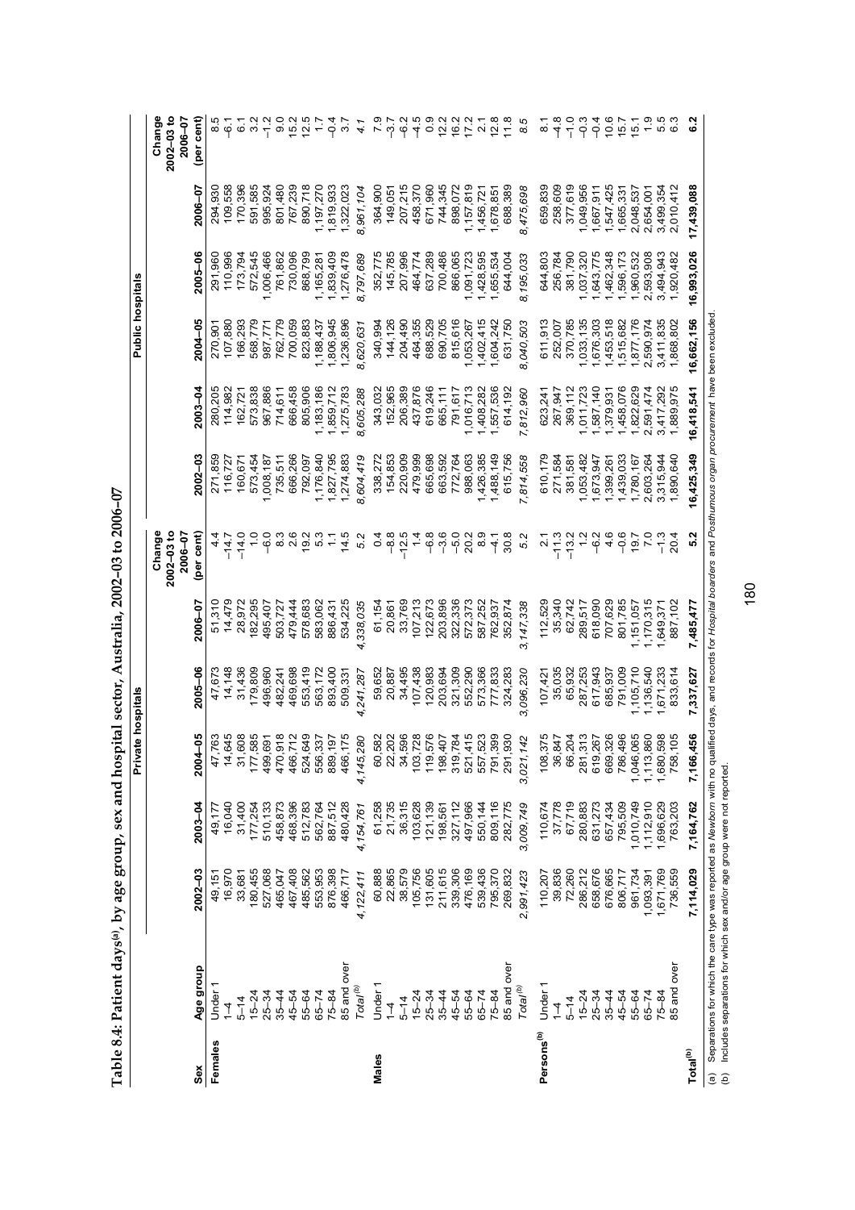**Table 8.4: Patient days[(a)], by age group, sex and hospital sector, Australia, 2002–03 to 2006–07**

| Sex | Age group | Private hospitals | | | | | | Public hospitals | | | | | |
|---|---|---|---|---|---|---|---|---|---|---|---|---|---|
| | | 2002–03 | 2003–04 | 2004–05 | 2005–06 | 2006–07 | Change 2002–03 to 2006–07 (per cent) | 2002–03 | 2003–04 | 2004–05 | 2005–06 | 2006–07 | Change 2002–03 to 2006–07 (per cent) |
| **Females** | Under 1 | 49,151 | 49,177 | 47,763 | 47,673 | 51,310 | 4.4 | 271,859 | 280,205 | 270,901 | 291,960 | 294,930 | 8.5 |
| | 1–4 | 16,970 | 16,040 | 14,645 | 14,148 | 14,479 | –14.7 | 116,727 | 114,982 | 107,880 | 110,996 | 109,558 | –6.1 |
| | 5–14 | 33,681 | 31,400 | 31,608 | 31,436 | 28,972 | –14.0 | 160,671 | 162,721 | 166,293 | 173,794 | 170,396 | 6.1 |
| | 15–24 | 180,455 | 177,254 | 177,585 | 179,809 | 182,295 | 1.0 | 573,454 | 573,838 | 568,779 | 572,545 | 591,585 | 3.2 |
| | 25–34 | 527,068 | 510,133 | 499,691 | 496,960 | 495,407 | –6.0 | 1,008,187 | 967,886 | 987,771 | 1,006,466 | 995,924 | –1.2 |
| | 35–44 | 465,047 | 458,873 | 470,918 | 482,241 | 503,727 | 8.3 | 735,511 | 714,611 | 762,779 | 761,862 | 801,480 | 9.0 |
| | 45–54 | 467,408 | 468,396 | 466,712 | 469,698 | 479,444 | 2.6 | 666,266 | 666,458 | 700,059 | 730,096 | 767,239 | 15.2 |
| | 55–64 | 485,562 | 512,783 | 524,649 | 553,419 | 578,683 | 19.2 | 792,097 | 805,906 | 823,883 | 868,799 | 890,718 | 12.5 |
| | 65–74 | 553,953 | 562,764 | 556,337 | 563,172 | 583,062 | 5.3 | 1,176,840 | 1,183,186 | 1,188,437 | 1,165,281 | 1,197,270 | 1.7 |
| | 75–84 | 876,398 | 887,512 | 889,197 | 893,400 | 886,431 | 1.1 | 1,827,795 | 1,859,712 | 1,806,945 | 1,839,409 | 1,819,933 | –0.4 |
| | 85 and over | 466,717 | 480,428 | 466,175 | 509,331 | 534,225 | 14.5 | 1,274,883 | 1,275,783 | 1,236,896 | 1,276,478 | 1,322,023 | 3.7 |
| | *Total[(b)]* | *4,122,411* | *4,154,761* | *4,145,280* | *4,241,287* | *4,338,035* | *5.2* | *8,604,419* | *8,605,288* | *8,620,631* | *8,797,689* | *8,961,104* | *4.1* |
| **Males** | Under 1 | 60,888 | 61,258 | 60,582 | 59,652 | 61,154 | 0.4 | 338,272 | 343,032 | 340,994 | 352,775 | 364,900 | 7.9 |
| | 1–4 | 22,865 | 21,735 | 22,202 | 20,887 | 20,861 | –8.8 | 154,853 | 152,965 | 144,126 | 145,785 | 149,051 | –3.7 |
| | 5–14 | 38,579 | 36,315 | 34,596 | 34,495 | 33,769 | –12.5 | 220,909 | 206,389 | 204,490 | 207,996 | 207,215 | –6.2 |
| | 15–24 | 105,756 | 103,628 | 103,728 | 107,438 | 107,213 | 1.4 | 479,999 | 437,876 | 464,355 | 464,774 | 458,370 | –4.5 |
| | 25–34 | 131,605 | 121,139 | 119,576 | 120,983 | 122,673 | –6.8 | 665,698 | 619,246 | 688,529 | 637,289 | 671,960 | 0.9 |
| | 35–44 | 211,615 | 198,561 | 198,407 | 203,694 | 203,896 | –3.6 | 663,592 | 665,111 | 690,705 | 700,486 | 744,345 | 12.2 |
| | 45–54 | 339,306 | 327,112 | 319,784 | 321,309 | 322,336 | –5.0 | 772,764 | 791,617 | 815,616 | 866,065 | 898,072 | 16.2 |
| | 55–64 | 476,169 | 497,966 | 521,415 | 552,290 | 572,373 | 20.2 | 988,063 | 1,016,713 | 1,053,267 | 1,091,723 | 1,157,819 | 17.2 |
| | 65–74 | 539,436 | 550,144 | 557,523 | 573,366 | 587,252 | 8.9 | 1,426,385 | 1,408,282 | 1,402,415 | 1,428,595 | 1,456,721 | 2.1 |
| | 75–84 | 795,370 | 809,116 | 791,399 | 777,833 | 762,937 | –4.1 | 1,488,149 | 1,557,536 | 1,604,242 | 1,655,534 | 1,678,851 | 12.8 |
| | 85 and over | 269,832 | 282,775 | 291,930 | 324,283 | 352,874 | 30.8 | 615,756 | 614,192 | 631,750 | 644,004 | 688,389 | 11.8 |
| | *Total[(b)]* | *2,991,423* | *3,009,749* | *3,021,142* | *3,096,230* | *3,147,338* | *5.2* | *7,814,558* | *7,812,960* | *8,040,503* | *8,195,033* | *8,475,698* | *8.5* |
| **Persons[(b)]** | Under 1 | 110,207 | 110,674 | 108,375 | 107,421 | 112,529 | 2.1 | 610,179 | 623,241 | 611,913 | 644,803 | 659,839 | 8.1 |
| | 1–4 | 39,836 | 37,778 | 36,847 | 35,035 | 35,340 | –11.3 | 271,584 | 267,947 | 252,007 | 256,784 | 258,609 | –4.8 |
| | 5–14 | 72,260 | 67,719 | 66,204 | 65,932 | 62,742 | –13.2 | 381,581 | 369,112 | 370,785 | 381,790 | 377,619 | –1.0 |
| | 15–24 | 286,212 | 280,883 | 281,313 | 287,253 | 289,517 | 1.2 | 1,053,482 | 1,011,723 | 1,033,135 | 1,037,320 | 1,049,956 | –0.3 |
| | 25–34 | 658,676 | 631,273 | 619,267 | 617,943 | 618,090 | –6.2 | 1,673,947 | 1,587,140 | 1,676,303 | 1,643,775 | 1,667,911 | –0.4 |
| | 35–44 | 676,665 | 657,434 | 669,326 | 685,937 | 707,629 | 4.6 | 1,399,261 | 1,379,931 | 1,453,518 | 1,462,348 | 1,547,425 | 10.6 |
| | 45–54 | 806,717 | 795,509 | 786,496 | 791,009 | 801,785 | –0.6 | 1,439,033 | 1,458,076 | 1,515,682 | 1,596,173 | 1,665,331 | 15.7 |
| | 55–64 | 961,734 | 1,010,749 | 1,046,065 | 1,105,710 | 1,151,057 | 19.7 | 1,780,167 | 1,822,629 | 1,877,176 | 1,960,532 | 2,048,537 | 15.1 |
| | 65–74 | 1,093,391 | 1,112,910 | 1,113,860 | 1,136,540 | 1,170,315 | 7.0 | 2,603,264 | 2,591,474 | 2,590,974 | 2,593,908 | 2,654,001 | 1.9 |
| | 75–84 | 1,671,769 | 1,696,629 | 1,680,598 | 1,671,233 | 1,649,371 | –1.3 | 3,315,944 | 3,417,292 | 3,411,835 | 3,494,943 | 3,499,354 | 5.5 |
| | 85 and over | 736,559 | 763,203 | 758,105 | 833,614 | 887,102 | 20.4 | 1,890,640 | 1,889,975 | 1,868,802 | 1,920,482 | 2,010,412 | 6.3 |
| **Total[(b)]** | | **7,114,029** | **7,164,762** | **7,166,456** | **7,337,627** | **7,485,477** | **5.2** | **16,425,349** | **16,418,541** | **16,662,156** | **16,993,026** | **17,439,088** | **6.2** |

(a) Separations for which the care type was reported as *Newborn* with no qualified days, and records for *Hospital boarders* and *Posthumous organ procurement* have been excluded.
(b) Includes separations for which sex and/or age group were not reported.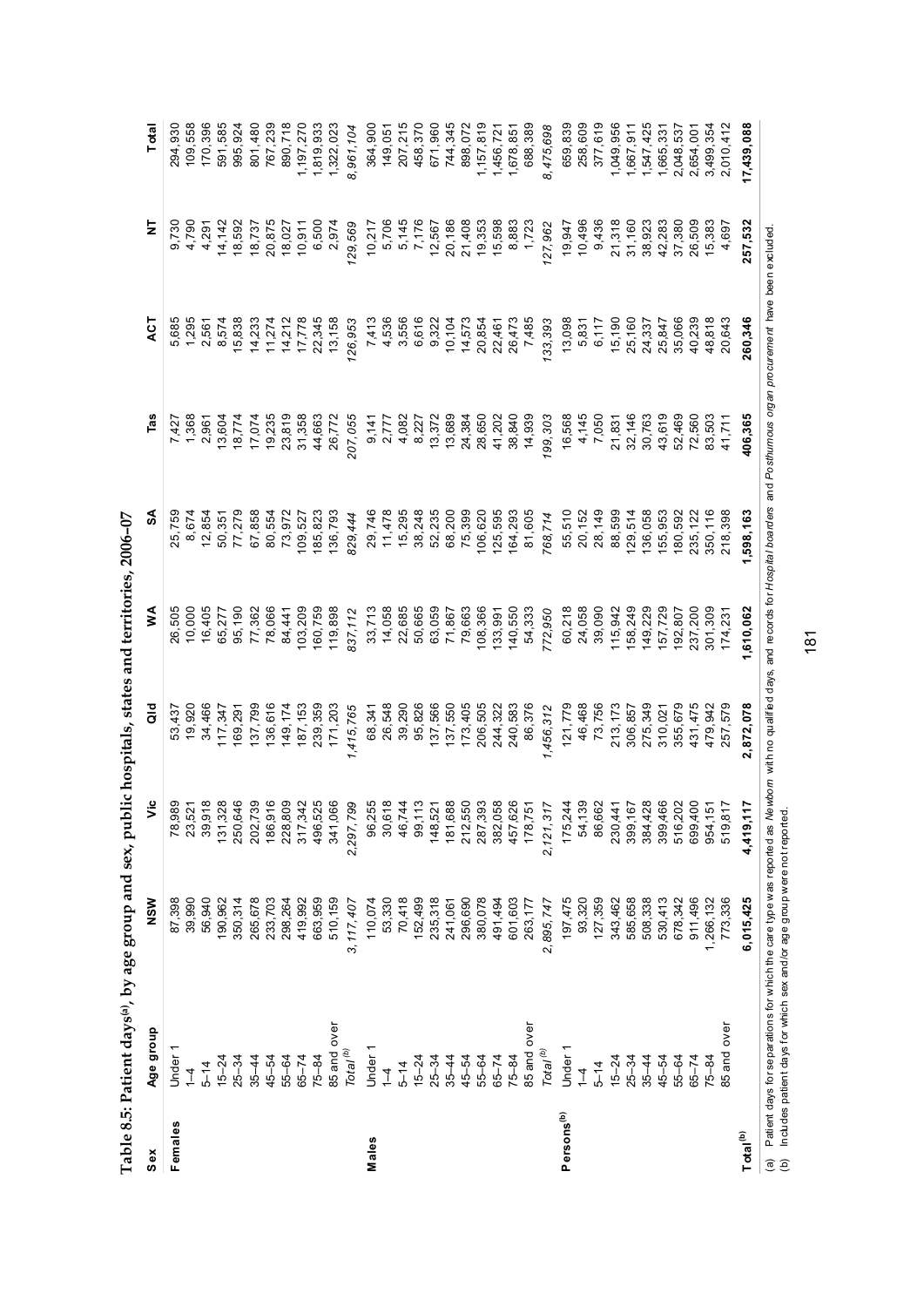**Table 8.5: Patient days[(a)], by age group and sex, public hospitals, states and territories, 2006–07**

| Sex | Age group | NSW | Vic | Qld | WA | SA | Tas | ACT | NT | Total |
|---|---|---|---|---|---|---|---|---|---|---|
| **Females** | Under 1 | 87,398 | 78,989 | 53,437 | 26,505 | 25,759 | 7,427 | 5,685 | 9,730 | 294,930 |
| | 1–4 | 39,990 | 23,521 | 19,920 | 10,000 | 8,674 | 1,368 | 1,295 | 4,790 | 109,558 |
| | 5–14 | 56,940 | 39,918 | 34,466 | 16,405 | 12,854 | 2,961 | 2,561 | 4,291 | 170,396 |
| | 15–24 | 190,962 | 131,328 | 117,347 | 65,277 | 50,351 | 13,604 | 8,574 | 14,142 | 591,585 |
| | 25–34 | 350,314 | 250,646 | 169,291 | 95,190 | 77,279 | 18,774 | 15,838 | 18,592 | 995,924 |
| | 35–44 | 265,678 | 202,739 | 137,799 | 77,362 | 67,858 | 17,074 | 14,233 | 18,737 | 801,480 |
| | 45–54 | 233,703 | 186,916 | 136,616 | 78,066 | 80,554 | 19,235 | 11,274 | 20,875 | 767,239 |
| | 55–64 | 298,264 | 228,809 | 149,174 | 84,441 | 73,972 | 23,819 | 14,212 | 18,027 | 890,718 |
| | 65–74 | 419,992 | 317,342 | 187,153 | 103,209 | 109,527 | 31,358 | 17,778 | 10,911 | 1,197,270 |
| | 75–84 | 663,959 | 496,525 | 239,359 | 160,759 | 185,823 | 44,663 | 22,345 | 6,500 | 1,819,933 |
| | 85 and over | 510,159 | 341,066 | 171,203 | 119,898 | 136,793 | 26,772 | 13,158 | 2,974 | 1,322,023 |
| | *Total[(b)]* | *3,117,407* | *2,297,799* | *1,415,765* | *837,112* | *829,444* | *207,055* | *126,953* | *129,569* | *8,961,104* |
| **Males** | Under 1 | 110,074 | 96,255 | 68,341 | 33,713 | 29,746 | 9,141 | 7,413 | 10,217 | 364,900 |
| | 1–4 | 53,330 | 30,618 | 26,548 | 14,058 | 11,478 | 2,777 | 4,536 | 5,706 | 149,051 |
| | 5–14 | 70,418 | 46,744 | 39,290 | 22,685 | 15,295 | 4,082 | 3,556 | 5,145 | 207,215 |
| | 15–24 | 152,499 | 99,113 | 95,826 | 50,665 | 38,248 | 8,227 | 6,616 | 7,176 | 458,370 |
| | 25–34 | 235,318 | 148,521 | 137,566 | 63,059 | 52,235 | 13,372 | 9,322 | 12,567 | 671,960 |
| | 35–44 | 241,061 | 181,688 | 137,550 | 71,867 | 68,200 | 13,689 | 10,104 | 20,186 | 744,345 |
| | 45–54 | 296,690 | 212,550 | 173,405 | 79,663 | 75,399 | 24,384 | 14,573 | 21,408 | 898,072 |
| | 55–64 | 380,078 | 287,393 | 206,505 | 108,366 | 106,620 | 28,650 | 20,854 | 19,353 | 1,157,819 |
| | 65–74 | 491,494 | 382,058 | 244,322 | 133,991 | 125,595 | 41,202 | 22,461 | 15,598 | 1,456,721 |
| | 75–84 | 601,603 | 457,626 | 240,583 | 140,550 | 164,293 | 38,840 | 26,473 | 8,883 | 1,678,851 |
| | 85 and over | 263,177 | 178,751 | 86,376 | 54,333 | 81,605 | 14,939 | 7,485 | 1,723 | 688,389 |
| | *Total[(b)]* | *2,895,747* | *2,121,317* | *1,456,312* | *772,950* | *768,714* | *199,303* | *133,393* | *127,962* | *8,475,698* |
| **Persons[(b)]** | Under 1 | 197,475 | 175,244 | 121,779 | 60,218 | 55,510 | 16,568 | 13,098 | 19,947 | 659,839 |
| | 1–4 | 93,320 | 54,139 | 46,468 | 24,058 | 20,152 | 4,145 | 5,831 | 10,496 | 258,609 |
| | 5–14 | 127,359 | 86,662 | 73,756 | 39,090 | 28,149 | 7,050 | 6,117 | 9,436 | 377,619 |
| | 15–24 | 343,462 | 230,441 | 213,173 | 115,942 | 88,599 | 21,831 | 15,190 | 21,318 | 1,049,956 |
| | 25–34 | 585,658 | 399,167 | 306,857 | 158,249 | 129,514 | 32,146 | 25,160 | 31,160 | 1,667,911 |
| | 35–44 | 508,338 | 384,428 | 275,349 | 149,229 | 136,058 | 30,763 | 24,337 | 38,923 | 1,547,425 |
| | 45–54 | 530,413 | 399,466 | 310,021 | 157,729 | 155,953 | 43,619 | 25,847 | 42,283 | 1,665,331 |
| | 55–64 | 678,342 | 516,202 | 355,679 | 192,807 | 180,592 | 52,469 | 35,066 | 37,380 | 2,048,537 |
| | 65–74 | 911,496 | 699,400 | 431,475 | 237,200 | 235,122 | 72,560 | 40,239 | 26,509 | 2,654,001 |
| | 75–84 | 1,266,132 | 954,151 | 479,942 | 301,309 | 350,116 | 83,503 | 48,818 | 15,383 | 3,499,354 |
| | 85 and over | 773,336 | 519,817 | 257,579 | 174,231 | 218,398 | 41,711 | 20,643 | 4,697 | 2,010,412 |
| **Total[(b)]** | | **6,015,425** | **4,419,117** | **2,872,078** | **1,610,062** | **1,598,163** | **406,365** | **260,346** | **257,532** | **17,439,088** |

(a) Patient days for separations for which the care type was reported as *Newborn* with no qualified days, and records for *Hospital boarders* and *Posthumous organ procurement* have been excluded.

(b) Includes patient days for which sex and/or age group were not reported.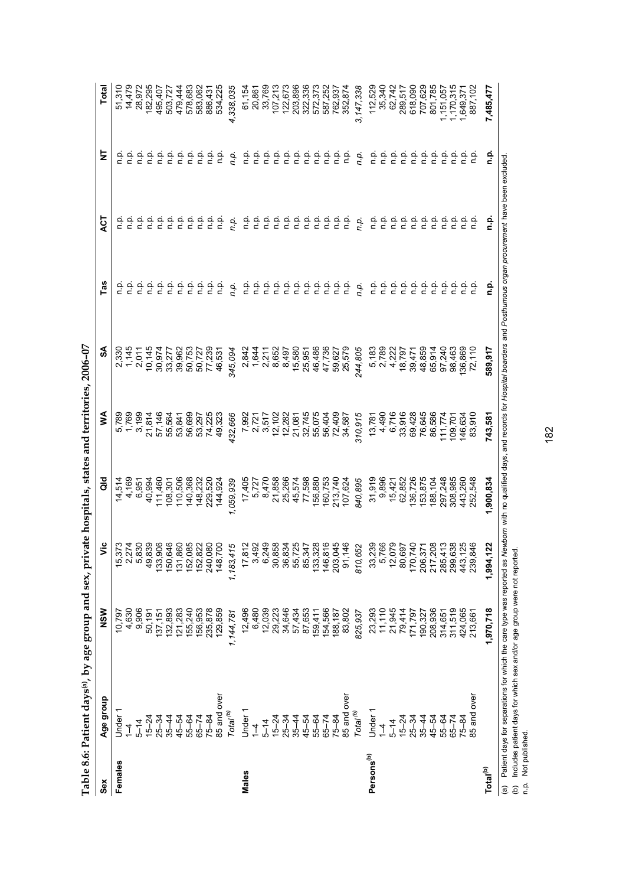**Table 8.6: Patient days[(a)], by age group and sex, private hospitals, states and territories, 2006–07**

| Sex | Age group | NSW | Vic | Qld | WA | SA | Tas | ACT | NT | Total |
|---|---|---|---|---|---|---|---|---|---|---|
| **Females** | Under 1 | 10,797 | 15,373 | 14,514 | 5,789 | 2,330 | n.p. | n.p. | n.p. | 51,310 |
| | 1–4 | 4,630 | 2,274 | 4,169 | 1,769 | 1,145 | n.p. | n.p. | n.p. | 14,479 |
| | 5–14 | 9,906 | 5,830 | 6,951 | 3,199 | 2,011 | n.p. | n.p. | n.p. | 28,972 |
| | 15–24 | 50,191 | 49,839 | 40,994 | 21,814 | 10,145 | n.p. | n.p. | n.p. | 182,295 |
| | 25–34 | 137,151 | 133,906 | 111,460 | 57,146 | 30,974 | n.p. | n.p. | n.p. | 495,407 |
| | 35–44 | 132,893 | 150,646 | 108,301 | 55,564 | 33,277 | n.p. | n.p. | n.p. | 503,727 |
| | 45–54 | 121,283 | 131,860 | 110,506 | 53,841 | 39,962 | n.p. | n.p. | n.p. | 479,444 |
| | 55–64 | 155,240 | 152,085 | 140,368 | 56,699 | 50,753 | n.p. | n.p. | n.p. | 578,683 |
| | 65–74 | 156,953 | 152,822 | 148,232 | 53,297 | 50,727 | n.p. | n.p. | n.p. | 583,062 |
| | 75–84 | 235,878 | 240,080 | 229,520 | 74,225 | 77,239 | n.p. | n.p. | n.p. | 886,431 |
| | 85 and over | 129,859 | 148,700 | 144,924 | 49,323 | 46,531 | n.p. | n.p. | n.p. | 534,225 |
| | *Total[(b)]* | *1,144,781* | *1,183,415* | *1,059,939* | *432,666* | *345,094* | *n.p.* | *n.p.* | *n.p.* | *4,338,035* |
| **Males** | Under 1 | 12,496 | 17,812 | 17,405 | 7,992 | 2,842 | n.p. | n.p. | n.p. | 61,154 |
| | 1–4 | 6,480 | 3,492 | 5,727 | 2,721 | 1,644 | n.p. | n.p. | n.p. | 20,861 |
| | 5–14 | 12,039 | 6,249 | 8,470 | 3,517 | 2,211 | n.p. | n.p. | n.p. | 33,769 |
| | 15–24 | 29,223 | 30,858 | 21,858 | 12,102 | 8,652 | n.p. | n.p. | n.p. | 107,213 |
| | 25–34 | 34,646 | 36,834 | 25,266 | 12,282 | 8,497 | n.p. | n.p. | n.p. | 122,673 |
| | 35–44 | 57,434 | 55,725 | 45,574 | 21,081 | 15,580 | n.p. | n.p. | n.p. | 203,896 |
| | 45–54 | 87,653 | 85,347 | 77,598 | 32,745 | 25,951 | n.p. | n.p. | n.p. | 322,336 |
| | 55–64 | 159,411 | 133,328 | 156,880 | 55,075 | 46,486 | n.p. | n.p. | n.p. | 572,373 |
| | 65–74 | 154,566 | 146,816 | 160,753 | 56,404 | 47,736 | n.p. | n.p. | n.p. | 587,252 |
| | 75–84 | 188,187 | 203,045 | 213,740 | 72,409 | 59,627 | n.p. | n.p. | n.p. | 762,937 |
| | 85 and over | 83,802 | 91,146 | 107,624 | 34,587 | 25,579 | n.p. | n.p. | n.p. | 352,874 |
| | *Total[(b)]* | *825,937* | *810,652* | *840,895* | *310,915* | *244,805* | *n.p.* | *n.p.* | *n.p.* | *3,147,338* |
| **Persons[(b)]** | Under 1 | 23,293 | 33,239 | 31,919 | 13,781 | 5,183 | n.p. | n.p. | n.p. | 112,529 |
| | 1–4 | 11,110 | 5,766 | 9,896 | 4,490 | 2,789 | n.p. | n.p. | n.p. | 35,340 |
| | 5–14 | 21,945 | 12,079 | 15,421 | 6,716 | 4,222 | n.p. | n.p. | n.p. | 62,742 |
| | 15–24 | 79,414 | 80,697 | 62,852 | 33,916 | 18,797 | n.p. | n.p. | n.p. | 289,517 |
| | 25–34 | 171,797 | 170,740 | 136,726 | 69,428 | 39,471 | n.p. | n.p. | n.p. | 618,090 |
| | 35–44 | 190,327 | 206,371 | 153,875 | 76,645 | 48,859 | n.p. | n.p. | n.p. | 707,629 |
| | 45–54 | 208,936 | 217,208 | 188,104 | 86,586 | 65,914 | n.p. | n.p. | n.p. | 801,785 |
| | 55–64 | 314,651 | 285,413 | 297,248 | 111,774 | 97,240 | n.p. | n.p. | n.p. | 1,151,057 |
| | 65–74 | 311,519 | 299,638 | 308,985 | 109,701 | 98,463 | n.p. | n.p. | n.p. | 1,170,315 |
| | 75–84 | 424,065 | 443,125 | 443,260 | 146,634 | 136,869 | n.p. | n.p. | n.p. | 1,649,371 |
| | 85 and over | 213,661 | 239,846 | 252,548 | 83,910 | 72,110 | n.p. | n.p. | n.p. | 887,102 |
| **Total[(b)]** | | **1,970,718** | **1,994,122** | **1,900,834** | **743,581** | **589,917** | **n.p.** | **n.p.** | **n.p.** | **7,485,477** |

(a) Patient days for separations for which the care type was reported as *Newborn* with no qualified days, and records for *Hospital boarders* and *Posthumous organ procurement* have been excluded.

(b) Includes patient days for which sex and/or age group were not reported.

n.p. Not published.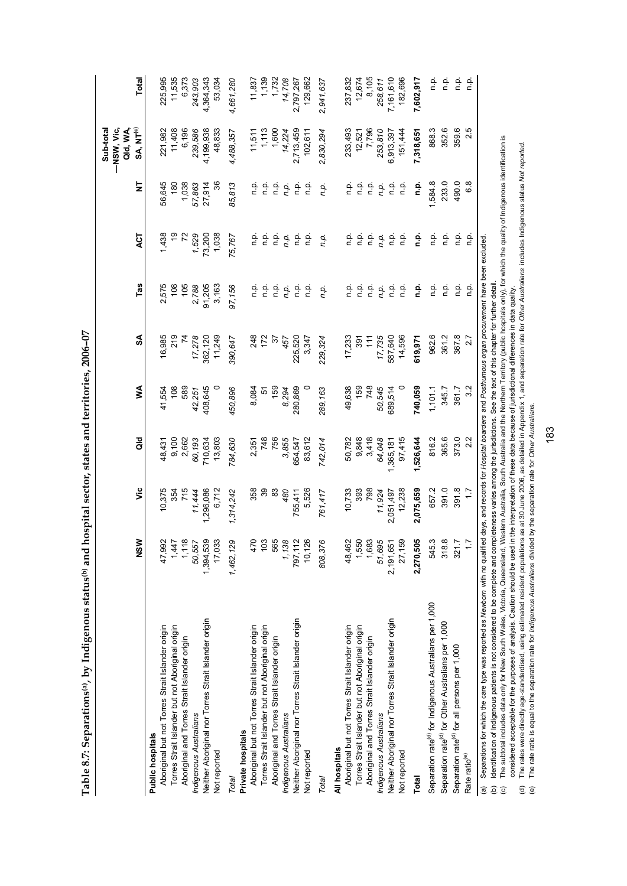# Table 8.7: Separations[(a)], by Indigenous status[(b)] and hospital sector, states and territories, 2006–07

| | NSW | Vic | Qld | WA | SA | Tas | ACT | NT | Sub-total—NSW, Vic, Qld, WA, SA, NT[(c)] | Total |
|---|---|---|---|---|---|---|---|---|---|---|
| **Public hospitals** | | | | | | | | | | |
| Aboriginal but not Torres Strait Islander origin | 47,992 | 10,375 | 48,431 | 41,554 | 16,985 | 2,575 | 1,438 | 56,645 | 221,982 | 225,995 |
| Torres Strait Islander but not Aboriginal origin | 1,447 | 354 | 9,100 | 108 | 219 | 108 | 19 | 180 | 11,408 | 11,535 |
| Aboriginal and Torres Strait Islander origin | 1,118 | 715 | 2,662 | 589 | 74 | 105 | 72 | 1,038 | 6,196 | 6,373 |
| *Indigenous Australians* | *50,557* | *11,444* | *60,193* | *42,251* | *17,278* | *2,788* | *1,529* | *57,863* | *239,586* | *243,903* |
| Neither Aboriginal nor Torres Strait Islander origin | 1,394,539 | 1,296,086 | 710,634 | 408,645 | 362,120 | 91,205 | 73,200 | 27,914 | 4,199,938 | 4,364,343 |
| Not reported | 17,033 | 6,712 | 13,803 | 0 | 11,249 | 3,163 | 1,038 | 36 | 48,833 | 53,034 |
| *Total* | *1,462,129* | *1,314,242* | *784,630* | *450,896* | *390,647* | *97,156* | *75,767* | *85,813* | *4,488,357* | *4,661,280* |
| **Private hospitals** | | | | | | | | | | |
| Aboriginal but not Torres Strait Islander origin | 470 | 358 | 2,351 | 8,084 | 248 | n.p. | n.p. | n.p. | 11,511 | 11,837 |
| Torres Strait Islander but not Aboriginal origin | 103 | 39 | 748 | 51 | 172 | n.p. | n.p. | n.p. | 1,113 | 1,139 |
| Aboriginal and Torres Strait Islander origin | 565 | 83 | 756 | 159 | 37 | n.p. | n.p. | n.p. | 1,600 | 1,732 |
| *Indigenous Australians* | *1,138* | *480* | *3,855* | *8,294* | *457* | *n.p.* | *n.p.* | *n.p.* | *14,224* | *14,708* |
| Neither Aboriginal nor Torres Strait Islander origin | 797,112 | 755,411 | 654,547 | 280,869 | 225,520 | n.p. | n.p. | n.p. | 2,713,459 | 2,797,267 |
| Not reported | 10,126 | 5,526 | 83,612 | 0 | 3,347 | n.p. | n.p. | n.p. | 102,611 | 129,662 |
| *Total* | *808,376* | *761,417* | *742,014* | *289,163* | *229,324* | *n.p.* | *n.p.* | *n.p.* | *2,830,294* | *2,941,637* |
| **All hospitals** | | | | | | | | | | |
| Aboriginal but not Torres Strait Islander origin | 48,462 | 10,733 | 50,782 | 49,638 | 17,233 | n.p. | n.p. | n.p. | 233,493 | 237,832 |
| Torres Strait Islander but not Aboriginal origin | 1,550 | 393 | 9,848 | 159 | 391 | n.p. | n.p. | n.p. | 12,521 | 12,674 |
| Aboriginal and Torres Strait Islander origin | 1,683 | 798 | 3,418 | 748 | 111 | n.p. | n.p. | n.p. | 7,796 | 8,105 |
| *Indigenous Australians* | *51,695* | *11,924* | *64,048* | *50,545* | *17,735* | *n.p.* | *n.p.* | *n.p.* | *253,810* | *258,611* |
| Neither Aboriginal nor Torres Strait Islander origin | 2,191,651 | 2,051,497 | 1,365,181 | 689,514 | 587,640 | n.p. | n.p. | n.p. | 6,913,397 | 7,161,610 |
| Not reported | 27,159 | 12,238 | 97,415 | 0 | 14,596 | n.p. | n.p. | n.p. | 151,444 | 182,696 |
| **Total** | **2,270,505** | **2,075,659** | **1,526,644** | **740,059** | **619,971** | **n.p.** | **n.p.** | **n.p.** | **7,318,651** | **7,602,917** |
| Separation rate[(d)] for Indigenous Australians per 1,000 | 545.3 | 657.2 | 816.2 | 1,101.1 | 962.6 | n.p. | n.p. | 1,584.8 | 868.3 | n.p. |
| Separation rate[(d)] for Other Australians per 1,000 | 318.8 | 391.0 | 365.6 | 345.7 | 361.2 | n.p. | n.p. | 233.0 | 352.6 | n.p. |
| Separation rate[(d)] for all persons per 1,000 | 321.7 | 391.8 | 373.0 | 361.7 | 367.8 | n.p. | n.p. | 490.0 | 359.6 | n.p. |
| Rate ratio[(e)] | 1.7 | 1.7 | 2.2 | 3.2 | 2.7 | n.p. | n.p. | 6.8 | 2.5 | n.p. |

(a) Separations for which the care type was reported as *Newborn* with no qualified days, and records for *Hospital boarders* and *Posthumous organ procurement* have been excluded.

(b) Identification of Indigenous patients is not considered to be complete and completeness varies among the jurisdictions. See the text of this chapter for further detail.

(c) The subtotal includes data only for New South Wales, Victoria, Queensland, Western Australia, South Australia and the Northern Territory (public hospitals only), for which the quality of Indigenous identification is considered acceptable for the purposes of analysis. Caution should be used in the interpretation of these data because of jurisdictional differences in data quality.

(d) The rates were directly age-standardised, using estimated resident populations as at 30 June 2006, as detailed in Appendix 1, and separation rate for *Other Australians* includes Indigenous status *Not reported*.

(e) The rate ratio is equal to the separation rate for *Indigenous Australians* divided by the separation rate for *Other Australians*.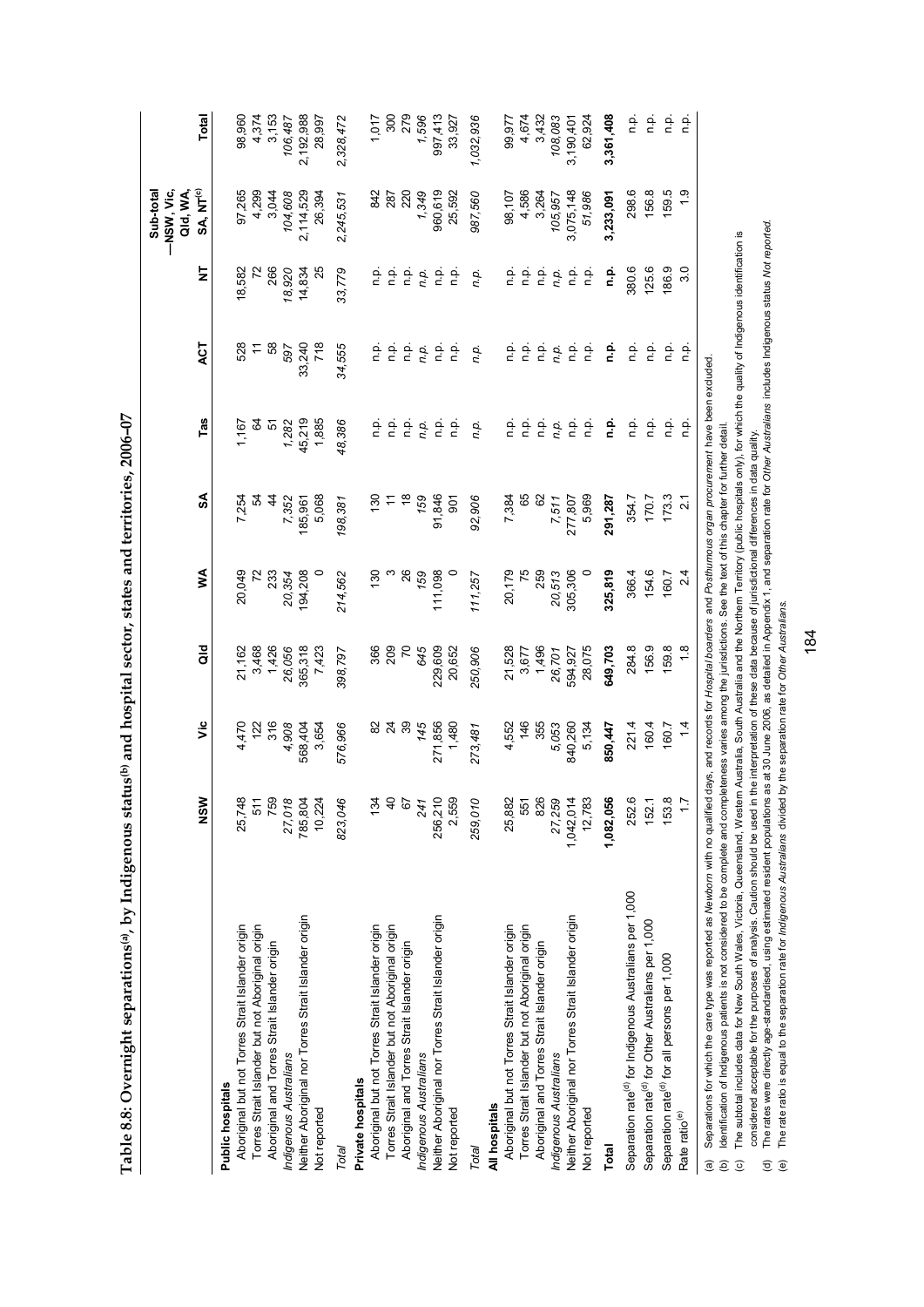**Table 8.8: Overnight separations[(a)], by Indigenous status[(b)] and hospital sector, states and territories, 2006–07**

| | NSW | Vic | Qld | WA | SA | Tas | ACT | NT | Sub-total —NSW, Vic, Qld, WA, SA, NT[(c)] | Total |
|---|---|---|---|---|---|---|---|---|---|---|
| **Public hospitals** | | | | | | | | | | |
| Aboriginal but not Torres Strait Islander origin | 25,748 | 4,470 | 21,162 | 20,049 | 7,254 | 1,167 | 528 | 18,582 | 97,265 | 98,960 |
| Torres Strait Islander but not Aboriginal origin | 511 | 122 | 3,468 | 72 | 54 | 64 | 11 | 72 | 4,299 | 4,374 |
| Aboriginal and Torres Strait Islander origin | 759 | 316 | 1,426 | 233 | 44 | 51 | 58 | 266 | 3,044 | 3,153 |
| *Indigenous Australians* | *27,018* | *4,908* | *26,056* | *20,354* | *7,352* | *1,282* | *597* | *18,920* | *104,608* | *106,487* |
| Neither Aboriginal nor Torres Strait Islander origin | 785,804 | 568,404 | 365,318 | 194,208 | 185,961 | 45,219 | 33,240 | 14,834 | 2,114,529 | 2,192,988 |
| Not reported | 10,224 | 3,654 | 7,423 | 0 | 5,068 | 1,885 | 718 | 25 | 26,394 | 28,997 |
| *Total* | *823,046* | *576,966* | *398,797* | *214,562* | *198,381* | *48,386* | *34,555* | *33,779* | *2,245,531* | *2,328,472* |
| **Private hospitals** | | | | | | | | | | |
| Aboriginal but not Torres Strait Islander origin | 134 | 82 | 366 | 130 | 130 | n.p. | n.p. | n.p. | 842 | 1,017 |
| Torres Strait Islander but not Aboriginal origin | 40 | 24 | 209 | 3 | 11 | n.p. | n.p. | n.p. | 287 | 300 |
| Aboriginal and Torres Strait Islander origin | 67 | 39 | 70 | 26 | 18 | n.p. | n.p. | n.p. | 220 | 279 |
| *Indigenous Australians* | *241* | *145* | *645* | *159* | *159* | *n.p.* | *n.p.* | *n.p.* | *1,349* | *1,596* |
| Neither Aboriginal nor Torres Strait Islander origin | 256,210 | 271,856 | 229,609 | 111,098 | 91,846 | n.p. | n.p. | n.p. | 960,619 | 997,413 |
| Not reported | 2,559 | 1,480 | 20,652 | 0 | 901 | n.p. | n.p. | n.p. | 25,592 | 33,927 |
| *Total* | *259,010* | *273,481* | *250,906* | *111,257* | *92,906* | *n.p.* | *n.p.* | *n.p.* | *987,560* | *1,032,936* |
| **All hospitals** | | | | | | | | | | |
| Aboriginal but not Torres Strait Islander origin | 25,882 | 4,552 | 21,528 | 20,179 | 7,384 | n.p. | n.p. | n.p. | 98,107 | 99,977 |
| Torres Strait Islander but not Aboriginal origin | 551 | 146 | 3,677 | 75 | 65 | n.p. | n.p. | n.p. | 4,586 | 4,674 |
| Aboriginal and Torres Strait Islander origin | 826 | 355 | 1,496 | 259 | 62 | n.p. | n.p. | n.p. | 3,264 | 3,432 |
| *Indigenous Australians* | *27,259* | *5,053* | *26,701* | *20,513* | *7,511* | *n.p.* | *n.p.* | *n.p.* | *105,957* | *108,083* |
| Neither Aboriginal nor Torres Strait Islander origin | 1,042,014 | 840,260 | 594,927 | 305,306 | 277,807 | n.p. | n.p. | n.p. | 3,075,148 | 3,190,401 |
| Not reported | 12,783 | 5,134 | 28,075 | 0 | 5,969 | n.p. | n.p. | n.p. | 51,986 | 62,924 |
| **Total** | **1,082,056** | **850,447** | **649,703** | **325,819** | **291,287** | **n.p.** | **n.p.** | **n.p.** | **3,233,091** | **3,361,408** |
| Separation rate[(d)] for Indigenous Australians per 1,000 | 252.6 | 221.4 | 284.8 | 366.4 | 354.7 | n.p. | n.p. | 380.6 | 298.6 | n.p. |
| Separation rate[(d)] for Other Australians per 1,000 | 152.1 | 160.4 | 156.9 | 154.6 | 170.7 | n.p. | n.p. | 125.6 | 156.8 | n.p. |
| Separation rate[(d)] for all persons per 1,000 | 153.8 | 160.7 | 159.8 | 160.7 | 173.3 | n.p. | n.p. | 186.9 | 159.5 | n.p. |
| Rate ratio[(e)] | 1.7 | 1.4 | 1.8 | 2.4 | 2.1 | n.p. | n.p. | 3.0 | 1.9 | n.p. |

(a) Separations for which the care type was reported as *Newborn* with no qualified days, and records for *Hospital boarders* and *Posthumous organ procurement* have been excluded.

(b) Identification of Indigenous patients is not considered to be complete and completeness varies among the jurisdictions. See the text of this chapter for further detail.

(c) The subtotal includes data for New South Wales, Victoria, Queensland, Western Australia, South Australia and the Northern Territory (public hospitals only), for which the quality of Indigenous identification is considered acceptable for the purposes of analysis. Caution should be used in the interpretation of these data because of jurisdictional differences in data quality.

(d) The rates were directly age-standardised, using estimated resident populations as at 30 June 2006, as detailed in Appendix 1, and separation rate for *Other Australians* includes Indigenous status *Not reported*.

(e) The rate ratio is equal to the separation rate for *Indigenous Australians* divided by the separation rate for *Other Australians*.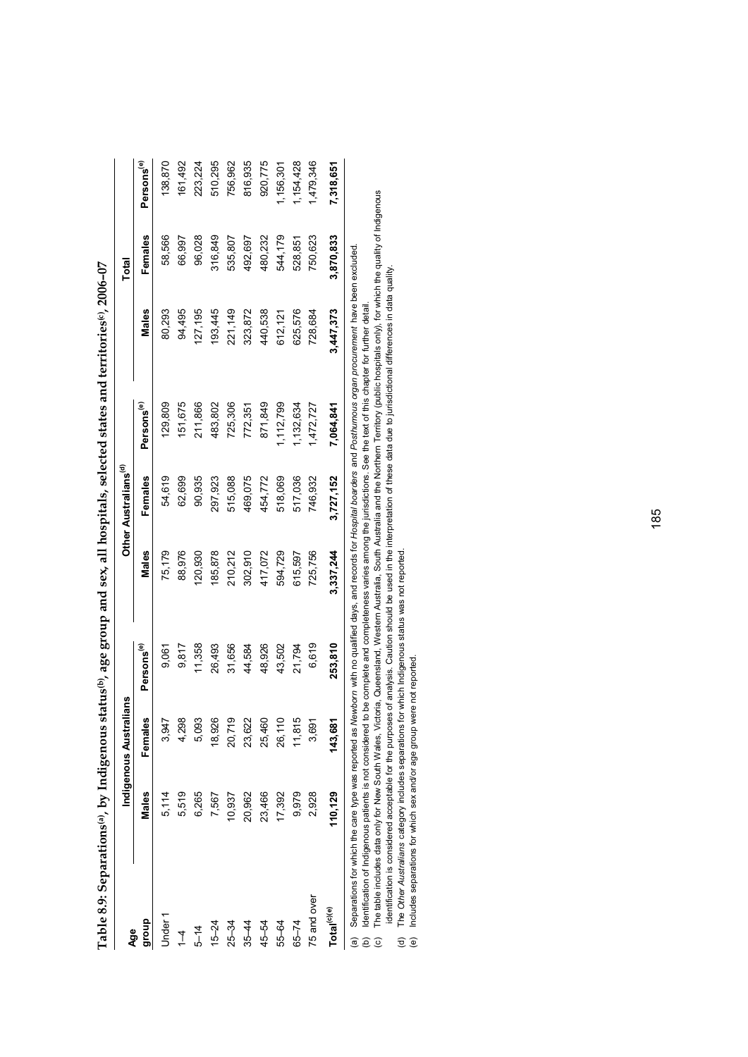**Table 8.9: Separations[(a)], by Indigenous status[(b)], age group and sex, all hospitals, selected states and territories[(c)], 2006–07**

| Age group | Indigenous Australians | | | Other Australians[(d)] | | | Total | | |
|---|---|---|---|---|---|---|---|---|---|
| | Males | Females | Persons[(e)] | Males | Females | Persons[(e)] | Males | Females | Persons[(e)] |
| Under 1 | 5,114 | 3,947 | 9,061 | 75,179 | 54,619 | 129,809 | 80,293 | 58,566 | 138,870 |
| 1–4 | 5,519 | 4,298 | 9,817 | 88,976 | 62,699 | 151,675 | 94,495 | 66,997 | 161,492 |
| 5–14 | 6,265 | 5,093 | 11,358 | 120,930 | 90,935 | 211,866 | 127,195 | 96,028 | 223,224 |
| 15–24 | 7,567 | 18,926 | 26,493 | 185,878 | 297,923 | 483,802 | 193,445 | 316,849 | 510,295 |
| 25–34 | 10,937 | 20,719 | 31,656 | 210,212 | 515,088 | 725,306 | 221,149 | 535,807 | 756,962 |
| 35–44 | 20,962 | 23,622 | 44,584 | 302,910 | 469,075 | 772,351 | 323,872 | 492,697 | 816,935 |
| 45–54 | 23,466 | 25,460 | 48,926 | 417,072 | 454,772 | 871,849 | 440,538 | 480,232 | 920,775 |
| 55–64 | 17,392 | 26,110 | 43,502 | 594,729 | 518,069 | 1,112,799 | 612,121 | 544,179 | 1,156,301 |
| 65–74 | 9,979 | 11,815 | 21,794 | 615,597 | 517,036 | 1,132,634 | 625,576 | 528,851 | 1,154,428 |
| 75 and over | 2,928 | 3,691 | 6,619 | 725,756 | 746,932 | 1,472,727 | 728,684 | 750,623 | 1,479,346 |
| **Total[(c)(e)]** | **110,129** | **143,681** | **253,810** | **3,337,244** | **3,727,152** | **7,064,841** | **3,447,373** | **3,870,833** | **7,318,651** |

(a) Separations for which the care type was reported as *Newborn* with no qualified days, and records for *Hospital boarders* and *Posthumous organ procurement* have been excluded.
(b) Identification of Indigenous patients is not considered to be complete and completeness varies among the jurisdictions. See the text of this chapter for further detail.
(c) The table includes data only for New South Wales, Victoria, Queensland, Western Australia, South Australia and the Northern Territory (public hospitals only), for which the quality of Indigenous identification is considered acceptable for the purposes of analysis. Caution should be used in the interpretation of these data due to jurisdictional differences in data quality.
(d) The *Other Australians* category includes separations for which Indigenous status was not reported.
(e) Includes separations for which sex and/or age group were not reported.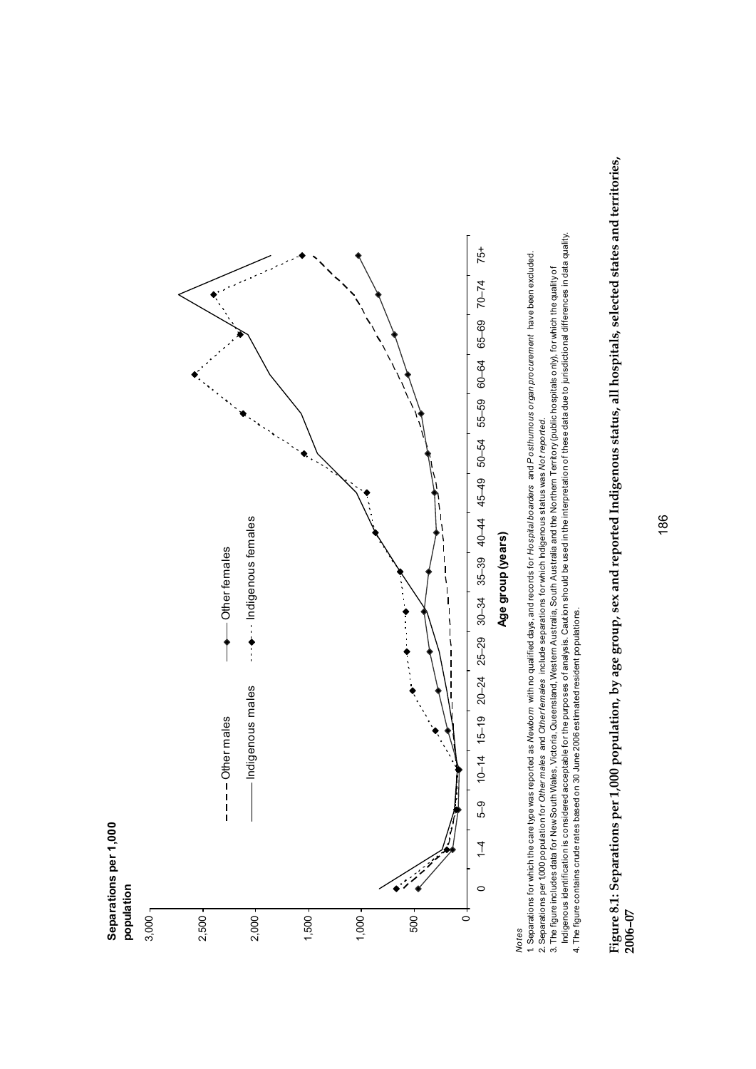**Separations per 1,000 population**

3,000
2,500
2,000
1,500
1,000
500
0

0 | 1–4 | 5–9 | 10–14 | 15–19 | 20–24 | 25–29 | 30–34 | 35–39 | 40–44 | 45–49 | 50–54 | 55–59 | 60–64 | 65–69 | 70–74 | 75+

**Age group (years)**

Other males — Indigenous males — Other females — Indigenous females

*Notes*

1. Separations for which the care type was reported as *Newborn* with no qualified days, and records for *Hospital boarders* and *Posthumous organ procurement* have been excluded.
2. Separations per 1000 population for *Other males* and *Other females* include separations for which Indigenous status was *Not reported*.
3. The figure includes data for New South Wales, Victoria, Queensland, Western Australia, South Australia and the Northern Territory (public hospitals only), for which the quality of Indigenous identification is considered acceptable for the purposes of analysis. Caution should be used in the interpretation of these data due to jurisdictional differences in data quality.
4. The figure contains crude rates based on 30 June 2006 estimated resident populations.

**Figure 8.1: Separations per 1,000 population, by age group, sex and reported Indigenous status, all hospitals, selected states and territories, 2006–07**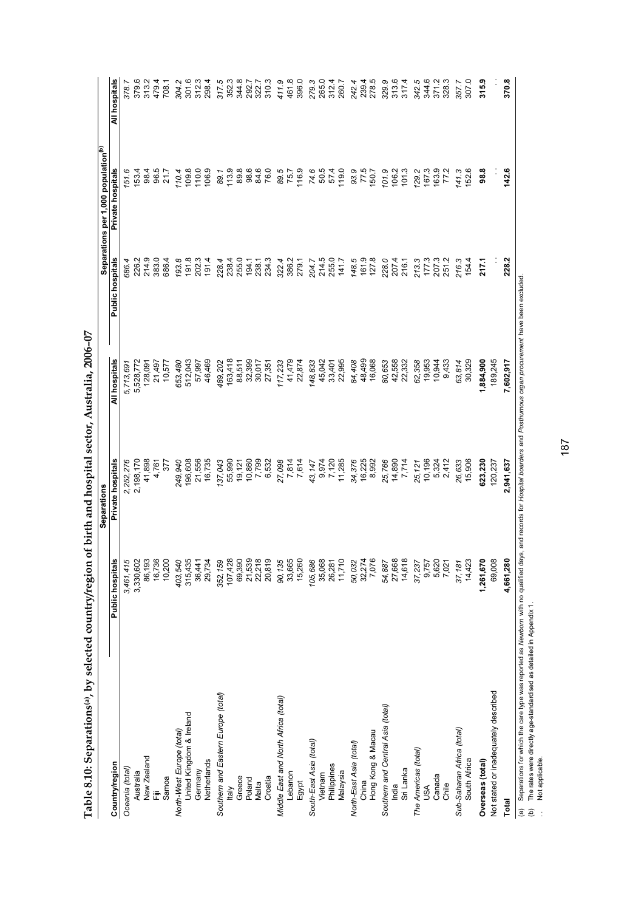# Table 8.10: Separations[(a)], by selected country/region of birth and hospital sector, Australia, 2006–07

| Country/region | Separations | | | Separations per 1,000 population[(b)] | | |
|---|---|---|---|---|---|---|
| | Public hospitals | Private hospitals | All hospitals | Public hospitals | Private hospitals | All hospitals |
| *Oceania (total)* | *3,461,415* | *2,252,276* | *5,713,691* | *686.4* | *151.6* | *378.7* |
| Australia | 3,330,602 | 2,198,170 | 5,528,772 | 226.2 | 153.4 | 379.6 |
| New Zealand | 86,193 | 41,898 | 128,091 | 214.9 | 98.4 | 313.2 |
| Fiji | 16,736 | 4,761 | 21,497 | 383.0 | 96.5 | 479.4 |
| Samoa | 10,200 | 377 | 10,577 | 686.4 | 21.7 | 708.1 |
| *North-West Europe (total)* | *403,540* | *249,940* | *653,480* | *193.8* | *110.4* | *304.2* |
| United Kingdom & Ireland | 315,435 | 196,608 | 512,043 | 191.8 | 109.8 | 301.6 |
| Germany | 36,441 | 21,556 | 57,997 | 202.3 | 110.0 | 312.3 |
| Netherlands | 29,734 | 16,735 | 46,469 | 191.4 | 106.9 | 298.4 |
| *Southern and Eastern Europe (total)* | *352,159* | *137,043* | *489,202* | *228.4* | *89.1* | *317.5* |
| Italy | 107,428 | 55,990 | 163,418 | 238.4 | 113.9 | 352.3 |
| Greece | 69,390 | 19,121 | 88,511 | 255.0 | 89.8 | 344.8 |
| Poland | 21,539 | 10,860 | 32,399 | 194.1 | 98.6 | 292.7 |
| Malta | 22,218 | 7,799 | 30,017 | 238.1 | 84.6 | 322.7 |
| Croatia | 20,819 | 6,532 | 27,351 | 234.3 | 76.0 | 310.3 |
| *Middle East and North Africa (total)* | *90,135* | *27,098* | *117,233* | *322.4* | *89.5* | *411.9* |
| Lebanon | 33,665 | 7,814 | 41,479 | 386.2 | 75.7 | 461.8 |
| Egypt | 15,260 | 7,614 | 22,874 | 279.1 | 116.9 | 396.0 |
| *South-East Asia (total)* | *105,686* | *43,147* | *148,833* | *204.7* | *74.6* | *279.3* |
| Vietnam | 35,068 | 9,974 | 45,042 | 214.5 | 50.5 | 265.0 |
| Philippines | 26,281 | 7,120 | 33,401 | 255.0 | 57.4 | 312.4 |
| Malaysia | 11,710 | 11,285 | 22,995 | 141.7 | 119.0 | 260.7 |
| *North-East Asia (total)* | *50,032* | *34,376* | *84,408* | *148.5* | *93.9* | *242.4* |
| China | 32,274 | 16,225 | 48,499 | 161.9 | 77.5 | 239.4 |
| Hong Kong & Macau | 7,076 | 8,992 | 16,068 | 127.8 | 150.7 | 278.5 |
| *Southern and Central Asia (total)* | *54,887* | *25,766* | *80,653* | *228.0* | *101.9* | *329.9* |
| India | 27,668 | 14,890 | 42,558 | 207.4 | 106.2 | 313.6 |
| Sri Lanka | 14,618 | 7,714 | 22,332 | 216.1 | 101.3 | 317.4 |
| *The Americas (total)* | *37,237* | *25,121* | *62,358* | *213.3* | *129.2* | *342.5* |
| USA | 9,757 | 10,196 | 19,953 | 177.3 | 167.3 | 344.6 |
| Canada | 5,620 | 5,324 | 10,944 | 207.3 | 163.9 | 371.2 |
| Chile | 7,021 | 2,412 | 9,433 | 251.2 | 77.2 | 328.3 |
| *Sub-Saharan Africa (total)* | *37,181* | *26,633* | *63,814* | *216.3* | *141.3* | *357.7* |
| South Africa | 14,423 | 15,906 | 30,329 | 154.4 | 152.6 | 307.0 |
| **Overseas (total)** | **1,261,670** | **623,230** | **1,884,900** | **217.1** | **98.8** | **315.9** |
| Not stated or inadequately described | 69,008 | 120,237 | 189,245 | . . | . . | . . |
| **Total** | **4,661,280** | **2,941,637** | **7,602,917** | **228.2** | **142.6** | **370.8** |

(a) Separations for which the care type was reported as *Newborn* with no qualified days, and records for *Hospital boarders* and *Posthumous organ procurement* have been excluded.

(b) The rates were directly age-standardised as detailed in Appendix 1.

. . Not applicable.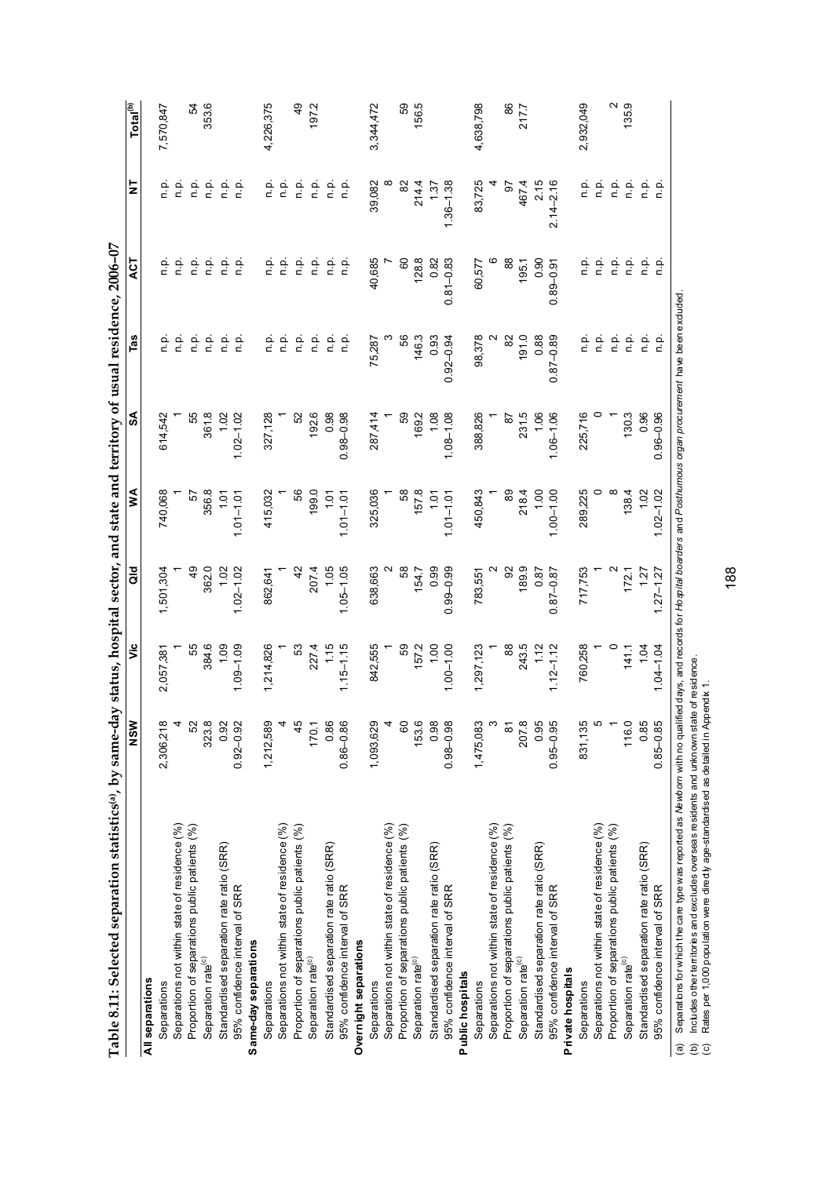**Table 8.11: Selected separation statistics[(a)], by same-day status, hospital sector, and state and territory of usual residence, 2006–07**

| | NSW | Vic | Qld | WA | SA | Tas | ACT | NT | Total[(b)] |
|---|---|---|---|---|---|---|---|---|---|
| **All separations** | | | | | | | | | |
| Separations | 2,306,218 | 2,057,381 | 1,501,304 | 740,068 | 614,542 | n.p. | n.p. | n.p. | 7,570,847 |
| Separations not within state of residence (%) | 4 | 1 | 1 | 1 | 1 | n.p. | n.p. | n.p. | |
| Proportion of separations public patients (%) | 52 | 55 | 49 | 57 | 55 | n.p. | n.p. | n.p. | 54 |
| Separation rate[(c)] | 323.8 | 384.6 | 362.0 | 356.8 | 361.8 | n.p. | n.p. | n.p. | 353.6 |
| Standardised separation rate ratio (SRR) | 0.92 | 1.09 | 1.02 | 1.01 | 1.02 | n.p. | n.p. | n.p. | |
| 95% confidence interval of SRR | 0.92–0.92 | 1.09–1.09 | 1.02–1.02 | 1.01–1.01 | 1.02–1.02 | n.p. | n.p. | n.p. | |
| **Same-day separations** | | | | | | | | | |
| Separations | 1,212,589 | 1,214,826 | 862,641 | 415,032 | 327,128 | n.p. | n.p. | n.p. | 4,226,375 |
| Separations not within state of residence (%) | 4 | 1 | 1 | 1 | 1 | n.p. | n.p. | n.p. | |
| Proportion of separations public patients (%) | 45 | 53 | 42 | 56 | 52 | n.p. | n.p. | n.p. | 49 |
| Separation rate[(c)] | 170.1 | 227.4 | 207.4 | 199.0 | 192.6 | n.p. | n.p. | n.p. | 197.2 |
| Standardised separation rate ratio (SRR) | 0.86 | 1.15 | 1.05 | 1.01 | 0.98 | n.p. | n.p. | n.p. | |
| 95% confidence interval of SRR | 0.86–0.86 | 1.15–1.15 | 1.05–1.05 | 1.01–1.01 | 0.98–0.98 | n.p. | n.p. | n.p. | |
| **Overnight separations** | | | | | | | | | |
| Separations | 1,093,629 | 842,555 | 638,663 | 325,036 | 287,414 | 75,287 | 40,685 | 39,082 | 3,344,472 |
| Separations not within state of residence (%) | 4 | 1 | 2 | 1 | 1 | 3 | 7 | 8 | |
| Proportion of separations public patients (%) | 60 | 59 | 58 | 58 | 59 | 56 | 60 | 82 | 59 |
| Separation rate[(c)] | 153.6 | 157.2 | 154.7 | 157.8 | 169.2 | 146.3 | 128.8 | 214.4 | 156.5 |
| Standardised separation rate ratio (SRR) | 0.98 | 1.00 | 0.99 | 1.01 | 1.08 | 0.93 | 0.82 | 1.37 | |
| 95% confidence interval of SRR | 0.98–0.98 | 1.00–1.00 | 0.99–0.99 | 1.01–1.01 | 1.08–1.08 | 0.92–0.94 | 0.81–0.83 | 1.36–1.38 | |
| **Public hospitals** | | | | | | | | | |
| Separations | 1,475,083 | 1,297,123 | 783,551 | 450,843 | 388,826 | 98,378 | 60,577 | 83,725 | 4,638,798 |
| Separations not within state of residence (%) | 3 | 1 | 2 | 1 | 1 | 2 | 6 | 4 | |
| Proportion of separations public patients (%) | 81 | 88 | 92 | 89 | 87 | 82 | 88 | 97 | 86 |
| Separation rate[(c)] | 207.8 | 243.5 | 189.9 | 218.4 | 231.5 | 191.0 | 195.1 | 467.4 | 217.7 |
| Standardised separation rate ratio (SRR) | 0.95 | 1.12 | 0.87 | 1.00 | 1.06 | 0.88 | 0.90 | 2.15 | |
| 95% confidence interval of SRR | 0.95–0.95 | 1.12–1.12 | 0.87–0.87 | 1.00–1.00 | 1.06–1.06 | 0.87–0.89 | 0.89–0.91 | 2.14–2.16 | |
| **Private hospitals** | | | | | | | | | |
| Separations | 831,135 | 760,258 | 717,753 | 289,225 | 225,716 | n.p. | n.p. | n.p. | 2,932,049 |
| Separations not within state of residence (%) | 5 | 1 | 1 | 0 | 0 | n.p. | n.p. | n.p. | |
| Proportion of separations public patients (%) | 1 | 0 | 2 | 8 | 1 | n.p. | n.p. | n.p. | 2 |
| Separation rate[(c)] | 116.0 | 141.1 | 172.1 | 138.4 | 130.3 | n.p. | n.p. | n.p. | 135.9 |
| Standardised separation rate ratio (SRR) | 0.85 | 1.04 | 1.27 | 1.02 | 0.96 | n.p. | n.p. | n.p. | |
| 95% confidence interval of SRR | 0.85–0.85 | 1.04–1.04 | 1.27–1.27 | 1.02–1.02 | 0.96–0.96 | n.p. | n.p. | n.p. | |

(a) Separations for which the care type was reported as *Newborn* with no qualified days, and records for *Hospital boarders* and *Posthumous organ procurement* have been excluded.
(b) Includes other territories and excludes overseas residents and unknown state of residence.
(c) Rates per 1,000 population were directly age-standardised as detailed in Appendix 1.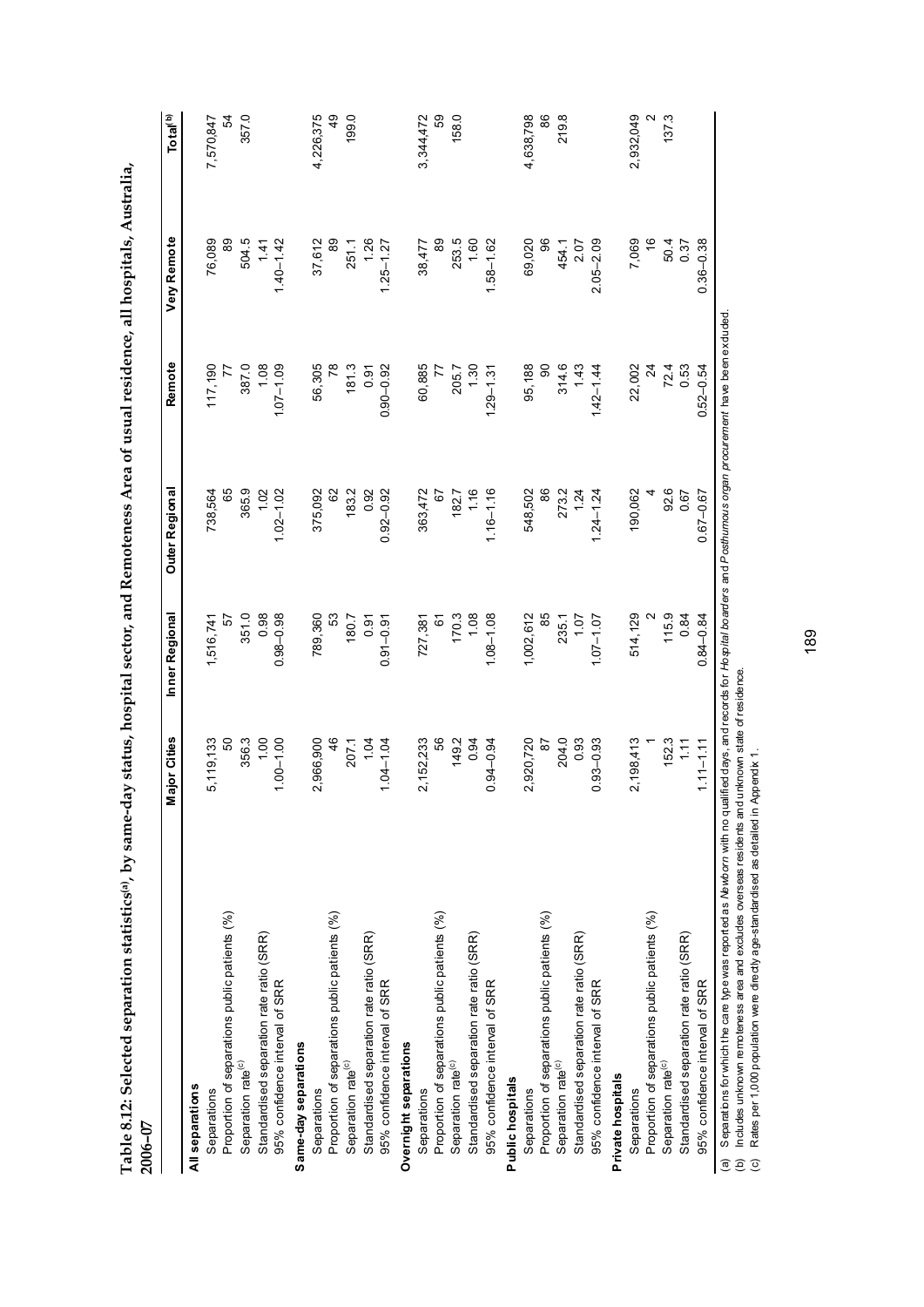**Table 8.12: Selected separation statistics[(a)], by same-day status, hospital sector, and Remoteness Area of usual residence, all hospitals, Australia, 2006–07**

| | Major Cities | Inner Regional | Outer Regional | Remote | Very Remote | Total[(b)] |
|---|---|---|---|---|---|---|
| **All separations** | | | | | | |
| Separations | 5,119,133 | 1,516,741 | 738,564 | 117,190 | 76,089 | 7,570,847 |
| Proportion of separations public patients (%) | 50 | 57 | 65 | 77 | 89 | 54 |
| Separation rate[(c)] | 356.3 | 351.0 | 365.9 | 387.0 | 504.5 | 357.0 |
| Standardised separation rate ratio (SRR) | 1.00 | 0.98 | 1.02 | 1.08 | 1.41 | |
| 95% confidence interval of SRR | 1.00–1.00 | 0.98–0.98 | 1.02–1.02 | 1.07–1.09 | 1.40–1.42 | |
| **Same-day separations** | | | | | | |
| Separations | 2,966,900 | 789,360 | 375,092 | 56,305 | 37,612 | 4,226,375 |
| Proportion of separations public patients (%) | 46 | 53 | 62 | 78 | 89 | 49 |
| Separation rate[(c)] | 207.1 | 180.7 | 183.2 | 181.3 | 251.1 | 199.0 |
| Standardised separation rate ratio (SRR) | 1.04 | 0.91 | 0.92 | 0.91 | 1.26 | |
| 95% confidence interval of SRR | 1.04–1.04 | 0.91–0.91 | 0.92–0.92 | 0.90–0.92 | 1.25–1.27 | |
| **Overnight separations** | | | | | | |
| Separations | 2,152,233 | 727,381 | 363,472 | 60,885 | 38,477 | 3,344,472 |
| Proportion of separations public patients (%) | 56 | 61 | 67 | 77 | 89 | 59 |
| Separation rate[(c)] | 149.2 | 170.3 | 182.7 | 205.7 | 253.5 | 158.0 |
| Standardised separation rate ratio (SRR) | 0.94 | 1.08 | 1.16 | 1.30 | 1.60 | |
| 95% confidence interval of SRR | 0.94–0.94 | 1.08–1.08 | 1.16–1.16 | 1.29–1.31 | 1.58–1.62 | |
| **Public hospitals** | | | | | | |
| Separations | 2,920,720 | 1,002,612 | 548,502 | 95,188 | 69,020 | 4,638,798 |
| Proportion of separations public patients (%) | 87 | 85 | 86 | 90 | 96 | 86 |
| Separation rate[(c)] | 204.0 | 235.1 | 273.2 | 314.6 | 454.1 | 219.8 |
| Standardised separation rate ratio (SRR) | 0.93 | 1.07 | 1.24 | 1.43 | 2.07 | |
| 95% confidence interval of SRR | 0.93–0.93 | 1.07–1.07 | 1.24–1.24 | 1.42–1.44 | 2.05–2.09 | |
| **Private hospitals** | | | | | | |
| Separations | 2,198,413 | 514,129 | 190,062 | 22,002 | 7,069 | 2,932,049 |
| Proportion of separations public patients (%) | 1 | 2 | 4 | 24 | 16 | 2 |
| Separation rate[(c)] | 152.3 | 115.9 | 92.6 | 72.4 | 50.4 | 137.3 |
| Standardised separation rate ratio (SRR) | 1.11 | 0.84 | 0.67 | 0.53 | 0.37 | |
| 95% confidence interval of SRR | 1.11–1.11 | 0.84–0.84 | 0.67–0.67 | 0.52–0.54 | 0.36–0.38 | |

(a) Separations for which the care type was reported as *Newborn* with no qualified days, and records for *Hospital boarders* and *Posthumous organ procurement* have been excluded.
(b) Includes unknown remoteness area and excludes overseas residents and unknown state of residence.
(c) Rates per 1,000 population were directly age-standardised as detailed in Appendix 1.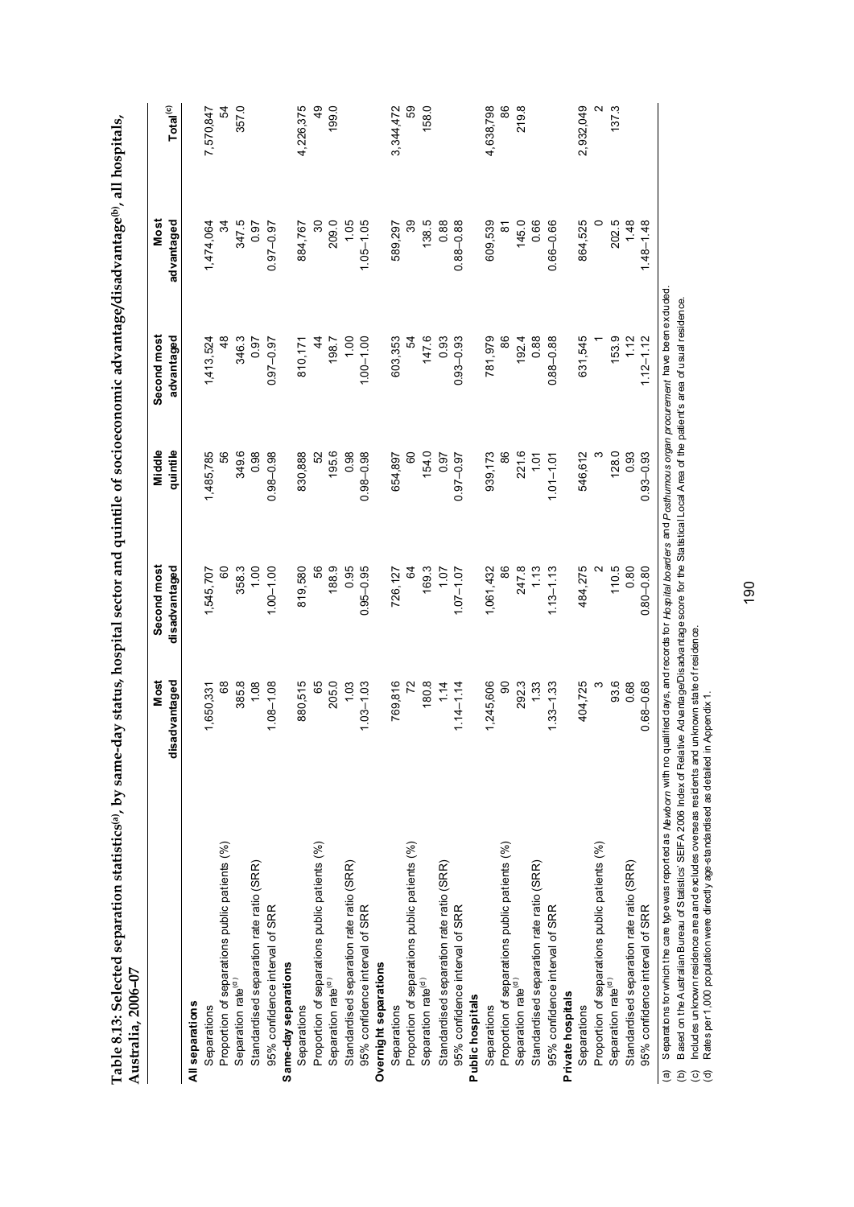**Table 8.13: Selected separation statistics[(a)], by same-day status, hospital sector and quintile of socioeconomic advantage/disadvantage[(b)], all hospitals, Australia, 2006–07**

| | Most disadvantaged | Second most disadvantaged | Middle quintile | Second most advantaged | Most advantaged | Total[(c)] |
|---|---|---|---|---|---|---|
| **All separations** | | | | | | |
| Separations | 1,650,331 | 1,545,707 | 1,485,785 | 1,413,524 | 1,474,064 | 7,570,847 |
| Proportion of separations public patients (%) | 68 | 60 | 56 | 48 | 34 | 54 |
| Separation rate[(d)] | 385.8 | 358.3 | 349.6 | 346.3 | 347.5 | 357.0 |
| Standardised separation rate ratio (SRR) | 1.08 | 1.00 | 0.98 | 0.97 | 0.97 | |
| 95% confidence interval of SRR | 1.08–1.08 | 1.00–1.00 | 0.98–0.98 | 0.97–0.97 | 0.97–0.97 | |
| **Same-day separations** | | | | | | |
| Separations | 880,515 | 819,580 | 830,888 | 810,171 | 884,767 | 4,226,375 |
| Proportion of separations public patients (%) | 65 | 56 | 52 | 44 | 30 | 49 |
| Separation rate[(d)] | 205.0 | 188.9 | 195.6 | 198.7 | 209.0 | 199.0 |
| Standardised separation rate ratio (SRR) | 1.03 | 0.95 | 0.98 | 1.00 | 1.05 | |
| 95% confidence interval of SRR | 1.03–1.03 | 0.95–0.95 | 0.98–0.98 | 1.00–1.00 | 1.05–1.05 | |
| **Overnight separations** | | | | | | |
| Separations | 769,816 | 726,127 | 654,897 | 603,353 | 589,297 | 3,344,472 |
| Proportion of separations public patients (%) | 72 | 64 | 60 | 54 | 39 | 59 |
| Separation rate[(d)] | 180.8 | 169.3 | 154.0 | 147.6 | 138.5 | 158.0 |
| Standardised separation rate ratio (SRR) | 1.14 | 1.07 | 0.97 | 0.93 | 0.88 | |
| 95% confidence interval of SRR | 1.14–1.14 | 1.07–1.07 | 0.97–0.97 | 0.93–0.93 | 0.88–0.88 | |
| **Public hospitals** | | | | | | |
| Separations | 1,245,606 | 1,061,432 | 939,173 | 781,979 | 609,539 | 4,638,798 |
| Proportion of separations public patients (%) | 90 | 86 | 86 | 86 | 81 | 86 |
| Separation rate[(d)] | 292.3 | 247.8 | 221.6 | 192.4 | 145.0 | 219.8 |
| Standardised separation rate ratio (SRR) | 1.33 | 1.13 | 1.01 | 0.88 | 0.66 | |
| 95% confidence interval of SRR | 1.33–1.33 | 1.13–1.13 | 1.01–1.01 | 0.88–0.88 | 0.66–0.66 | |
| **Private hospitals** | | | | | | |
| Separations | 404,725 | 484,275 | 546,612 | 631,545 | 864,525 | 2,932,049 |
| Proportion of separations public patients (%) | 3 | 2 | 3 | 1 | 0 | 2 |
| Separation rate[(d)] | 93.6 | 110.5 | 128.0 | 153.9 | 202.5 | 137.3 |
| Standardised separation rate ratio (SRR) | 0.68 | 0.80 | 0.93 | 1.12 | 1.48 | |
| 95% confidence interval of SRR | 0.68–0.68 | 0.80–0.80 | 0.93–0.93 | 1.12–1.12 | 1.48–1.48 | |

(a) Separations for which the care type was reported as *Newborn* with no qualified days, and records for *Hospital boarders* and *Posthumous organ procurement* have been excluded.
(b) Based on the Australian Bureau of Statistics' SEIFA 2006 Index of Relative Advantage/Disadvantage score for the Statistical Local Area of the patient's area of usual residence.
(c) Includes unknown residence area and excludes overseas residents and unknown state of residence.
(d) Rates per 1,000 population were directly age-standardised as detailed in Appendix 1.